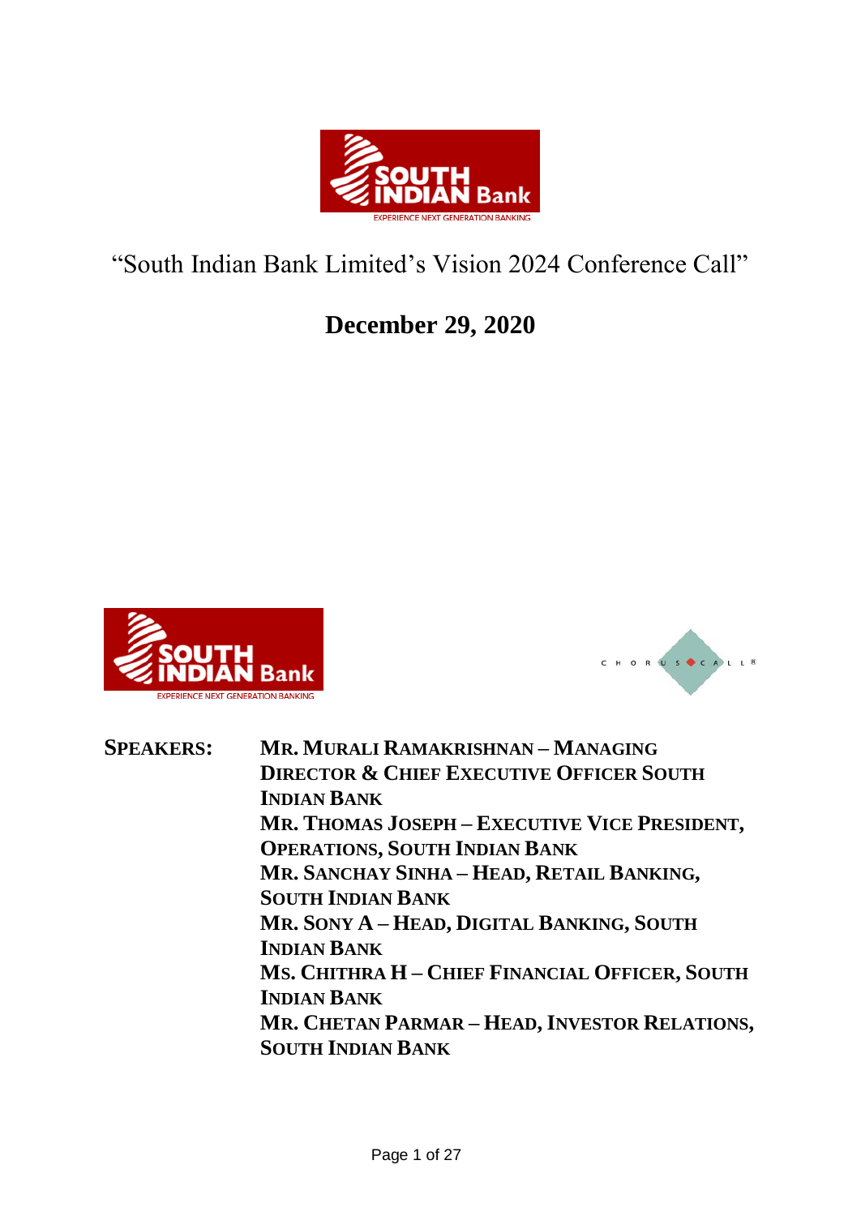# "South Indian Bank Limited's Vision 2024 Conference Call"

## December 29, 2020

**SPEAKERS:**

**MR. MURALI RAMAKRISHNAN – MANAGING DIRECTOR & CHIEF EXECUTIVE OFFICER SOUTH INDIAN BANK**

**MR. THOMAS JOSEPH – EXECUTIVE VICE PRESIDENT, OPERATIONS, SOUTH INDIAN BANK**

**MR. SANCHAY SINHA – HEAD, RETAIL BANKING, SOUTH INDIAN BANK**

**MR. SONY A – HEAD, DIGITAL BANKING, SOUTH INDIAN BANK**

**MS. CHITHRA H – CHIEF FINANCIAL OFFICER, SOUTH INDIAN BANK**

**MR. CHETAN PARMAR – HEAD, INVESTOR RELATIONS, SOUTH INDIAN BANK**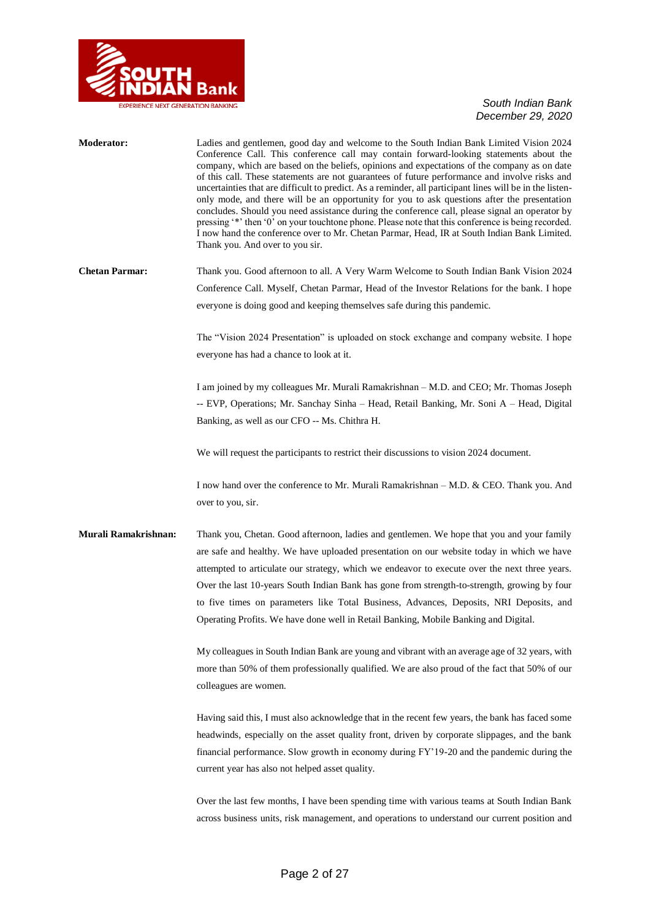**Moderator:** Ladies and gentlemen, good day and welcome to the South Indian Bank Limited Vision 2024 Conference Call. This conference call may contain forward-looking statements about the company, which are based on the beliefs, opinions and expectations of the company as on date of this call. These statements are not guarantees of future performance and involve risks and uncertainties that are difficult to predict. As a reminder, all participant lines will be in the listen-only mode, and there will be an opportunity for you to ask questions after the presentation concludes. Should you need assistance during the conference call, please signal an operator by pressing '*' then '0' on your touchtone phone. Please note that this conference is being recorded. I now hand the conference over to Mr. Chetan Parmar, Head, IR at South Indian Bank Limited. Thank you. And over to you sir.

**Chetan Parmar:** Thank you. Good afternoon to all. A Very Warm Welcome to South Indian Bank Vision 2024 Conference Call. Myself, Chetan Parmar, Head of the Investor Relations for the bank. I hope everyone is doing good and keeping themselves safe during this pandemic.

The "Vision 2024 Presentation" is uploaded on stock exchange and company website. I hope everyone has had a chance to look at it.

I am joined by my colleagues Mr. Murali Ramakrishnan – M.D. and CEO; Mr. Thomas Joseph -- EVP, Operations; Mr. Sanchay Sinha – Head, Retail Banking, Mr. Soni A – Head, Digital Banking, as well as our CFO -- Ms. Chithra H.

We will request the participants to restrict their discussions to vision 2024 document.

I now hand over the conference to Mr. Murali Ramakrishnan – M.D. & CEO. Thank you. And over to you, sir.

**Murali Ramakrishnan:** Thank you, Chetan. Good afternoon, ladies and gentlemen. We hope that you and your family are safe and healthy. We have uploaded presentation on our website today in which we have attempted to articulate our strategy, which we endeavor to execute over the next three years. Over the last 10-years South Indian Bank has gone from strength-to-strength, growing by four to five times on parameters like Total Business, Advances, Deposits, NRI Deposits, and Operating Profits. We have done well in Retail Banking, Mobile Banking and Digital.

My colleagues in South Indian Bank are young and vibrant with an average age of 32 years, with more than 50% of them professionally qualified. We are also proud of the fact that 50% of our colleagues are women.

Having said this, I must also acknowledge that in the recent few years, the bank has faced some headwinds, especially on the asset quality front, driven by corporate slippages, and the bank financial performance. Slow growth in economy during FY'19-20 and the pandemic during the current year has also not helped asset quality.

Over the last few months, I have been spending time with various teams at South Indian Bank across business units, risk management, and operations to understand our current position and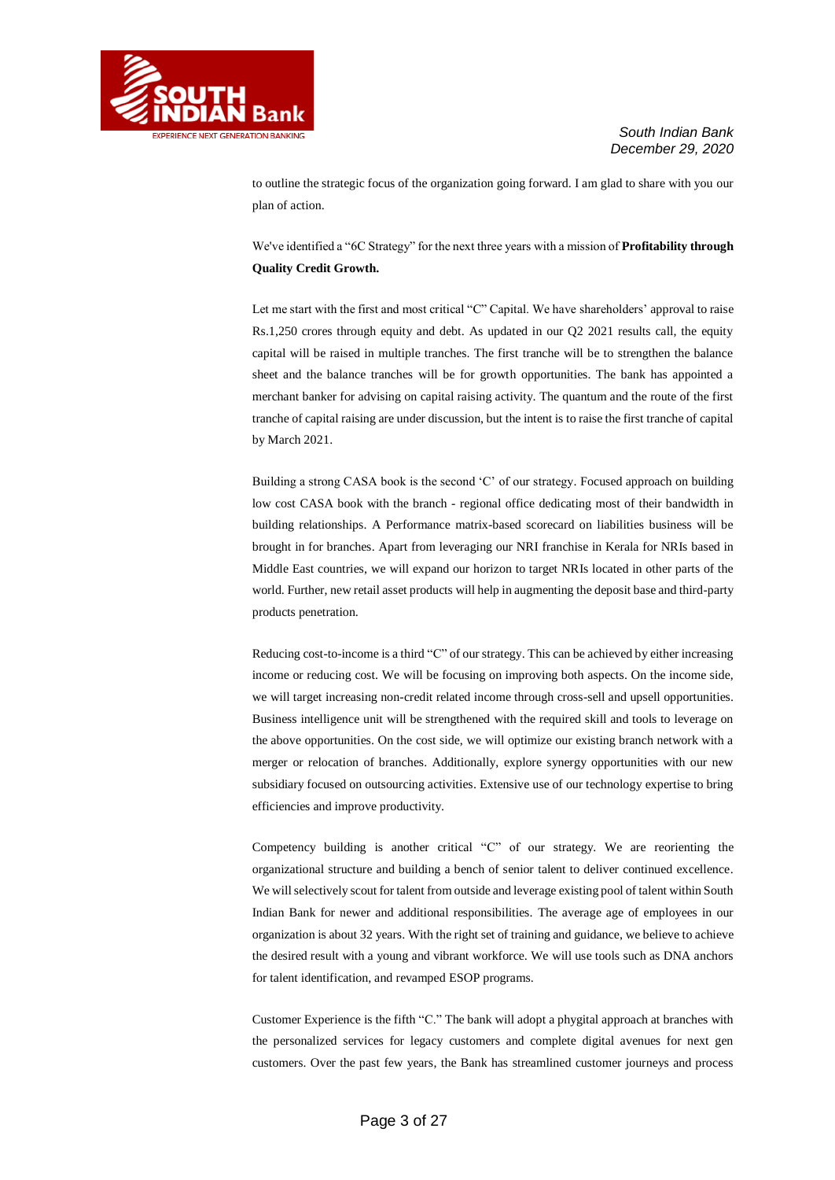to outline the strategic focus of the organization going forward. I am glad to share with you our plan of action.

We've identified a "6C Strategy" for the next three years with a mission of **Profitability through Quality Credit Growth.**

Let me start with the first and most critical "C" Capital. We have shareholders' approval to raise Rs.1,250 crores through equity and debt. As updated in our Q2 2021 results call, the equity capital will be raised in multiple tranches. The first tranche will be to strengthen the balance sheet and the balance tranches will be for growth opportunities. The bank has appointed a merchant banker for advising on capital raising activity. The quantum and the route of the first tranche of capital raising are under discussion, but the intent is to raise the first tranche of capital by March 2021.

Building a strong CASA book is the second 'C' of our strategy. Focused approach on building low cost CASA book with the branch - regional office dedicating most of their bandwidth in building relationships. A Performance matrix-based scorecard on liabilities business will be brought in for branches. Apart from leveraging our NRI franchise in Kerala for NRIs based in Middle East countries, we will expand our horizon to target NRIs located in other parts of the world. Further, new retail asset products will help in augmenting the deposit base and third-party products penetration.

Reducing cost-to-income is a third "C" of our strategy. This can be achieved by either increasing income or reducing cost. We will be focusing on improving both aspects. On the income side, we will target increasing non-credit related income through cross-sell and upsell opportunities. Business intelligence unit will be strengthened with the required skill and tools to leverage on the above opportunities. On the cost side, we will optimize our existing branch network with a merger or relocation of branches. Additionally, explore synergy opportunities with our new subsidiary focused on outsourcing activities. Extensive use of our technology expertise to bring efficiencies and improve productivity.

Competency building is another critical "C" of our strategy. We are reorienting the organizational structure and building a bench of senior talent to deliver continued excellence. We will selectively scout for talent from outside and leverage existing pool of talent within South Indian Bank for newer and additional responsibilities. The average age of employees in our organization is about 32 years. With the right set of training and guidance, we believe to achieve the desired result with a young and vibrant workforce. We will use tools such as DNA anchors for talent identification, and revamped ESOP programs.

Customer Experience is the fifth "C." The bank will adopt a phygital approach at branches with the personalized services for legacy customers and complete digital avenues for next gen customers. Over the past few years, the Bank has streamlined customer journeys and process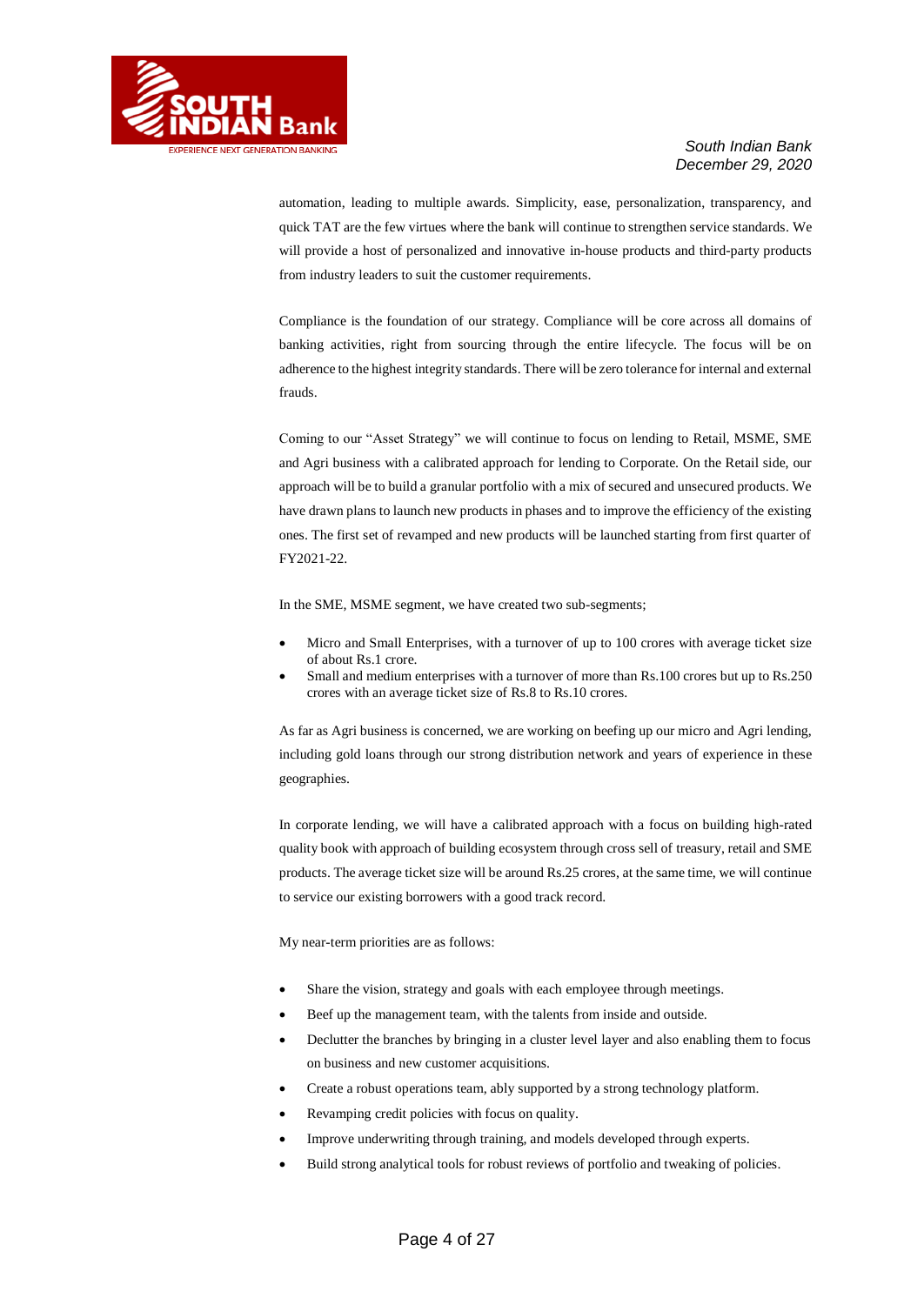automation, leading to multiple awards. Simplicity, ease, personalization, transparency, and quick TAT are the few virtues where the bank will continue to strengthen service standards. We will provide a host of personalized and innovative in-house products and third-party products from industry leaders to suit the customer requirements.

Compliance is the foundation of our strategy. Compliance will be core across all domains of banking activities, right from sourcing through the entire lifecycle. The focus will be on adherence to the highest integrity standards. There will be zero tolerance for internal and external frauds.

Coming to our "Asset Strategy" we will continue to focus on lending to Retail, MSME, SME and Agri business with a calibrated approach for lending to Corporate. On the Retail side, our approach will be to build a granular portfolio with a mix of secured and unsecured products. We have drawn plans to launch new products in phases and to improve the efficiency of the existing ones. The first set of revamped and new products will be launched starting from first quarter of FY2021-22.

In the SME, MSME segment, we have created two sub-segments;

- Micro and Small Enterprises, with a turnover of up to 100 crores with average ticket size of about Rs.1 crore.
- Small and medium enterprises with a turnover of more than Rs.100 crores but up to Rs.250 crores with an average ticket size of Rs.8 to Rs.10 crores.

As far as Agri business is concerned, we are working on beefing up our micro and Agri lending, including gold loans through our strong distribution network and years of experience in these geographies.

In corporate lending, we will have a calibrated approach with a focus on building high-rated quality book with approach of building ecosystem through cross sell of treasury, retail and SME products. The average ticket size will be around Rs.25 crores, at the same time, we will continue to service our existing borrowers with a good track record.

My near-term priorities are as follows:

- Share the vision, strategy and goals with each employee through meetings.
- Beef up the management team, with the talents from inside and outside.
- Declutter the branches by bringing in a cluster level layer and also enabling them to focus on business and new customer acquisitions.
- Create a robust operations team, ably supported by a strong technology platform.
- Revamping credit policies with focus on quality.
- Improve underwriting through training, and models developed through experts.
- Build strong analytical tools for robust reviews of portfolio and tweaking of policies.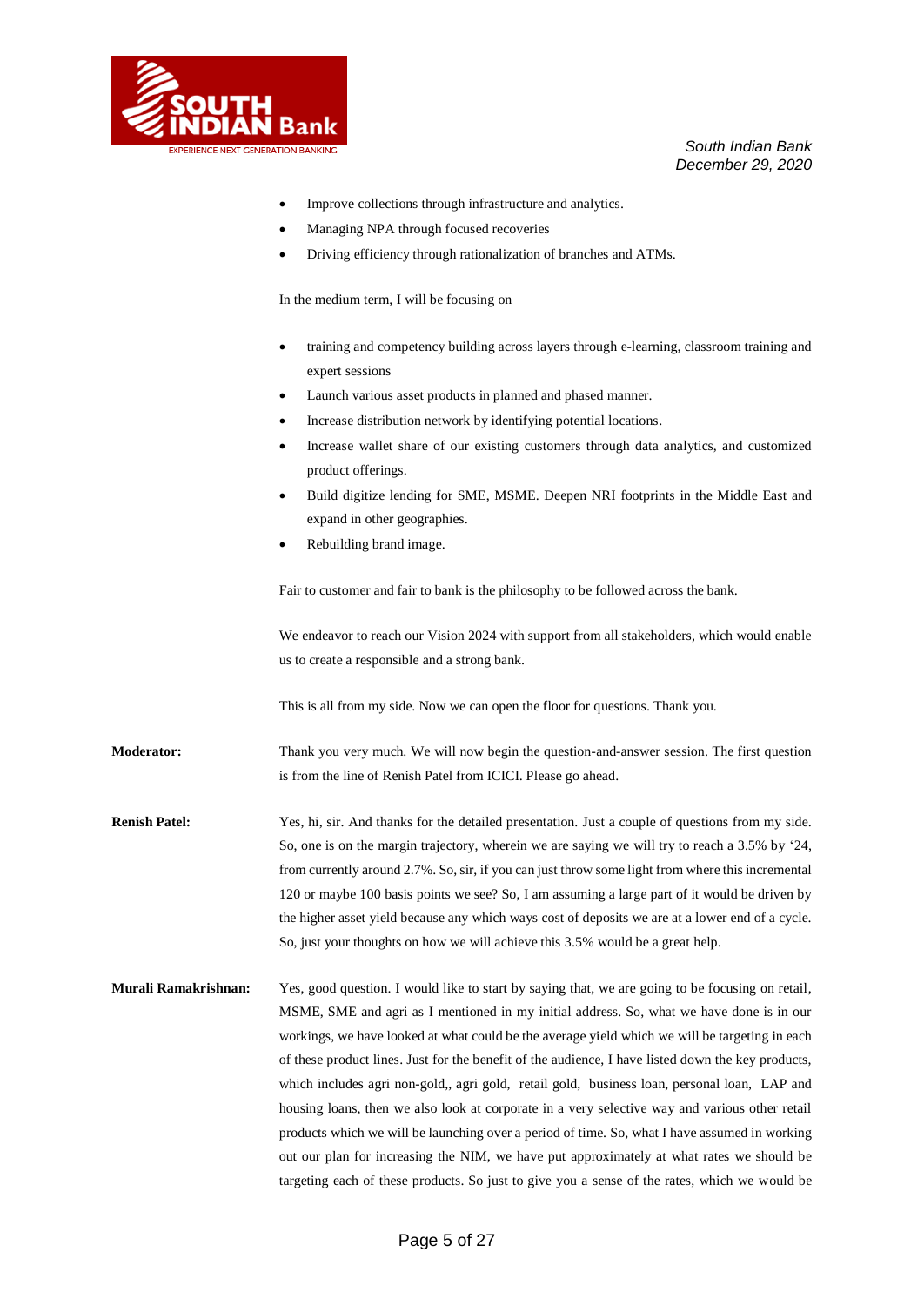- Improve collections through infrastructure and analytics.
- Managing NPA through focused recoveries
- Driving efficiency through rationalization of branches and ATMs.

In the medium term, I will be focusing on

- training and competency building across layers through e-learning, classroom training and expert sessions
- Launch various asset products in planned and phased manner.
- Increase distribution network by identifying potential locations.
- Increase wallet share of our existing customers through data analytics, and customized product offerings.
- Build digitize lending for SME, MSME. Deepen NRI footprints in the Middle East and expand in other geographies.
- Rebuilding brand image.

Fair to customer and fair to bank is the philosophy to be followed across the bank.

We endeavor to reach our Vision 2024 with support from all stakeholders, which would enable us to create a responsible and a strong bank.

This is all from my side. Now we can open the floor for questions. Thank you.

**Moderator:** Thank you very much. We will now begin the question-and-answer session. The first question is from the line of Renish Patel from ICICI. Please go ahead.

**Renish Patel:** Yes, hi, sir. And thanks for the detailed presentation. Just a couple of questions from my side. So, one is on the margin trajectory, wherein we are saying we will try to reach a 3.5% by '24, from currently around 2.7%. So, sir, if you can just throw some light from where this incremental 120 or maybe 100 basis points we see? So, I am assuming a large part of it would be driven by the higher asset yield because any which ways cost of deposits we are at a lower end of a cycle. So, just your thoughts on how we will achieve this 3.5% would be a great help.

**Murali Ramakrishnan:** Yes, good question. I would like to start by saying that, we are going to be focusing on retail, MSME, SME and agri as I mentioned in my initial address. So, what we have done is in our workings, we have looked at what could be the average yield which we will be targeting in each of these product lines. Just for the benefit of the audience, I have listed down the key products, which includes agri non-gold,, agri gold, retail gold, business loan, personal loan, LAP and housing loans, then we also look at corporate in a very selective way and various other retail products which we will be launching over a period of time. So, what I have assumed in working out our plan for increasing the NIM, we have put approximately at what rates we should be targeting each of these products. So just to give you a sense of the rates, which we would be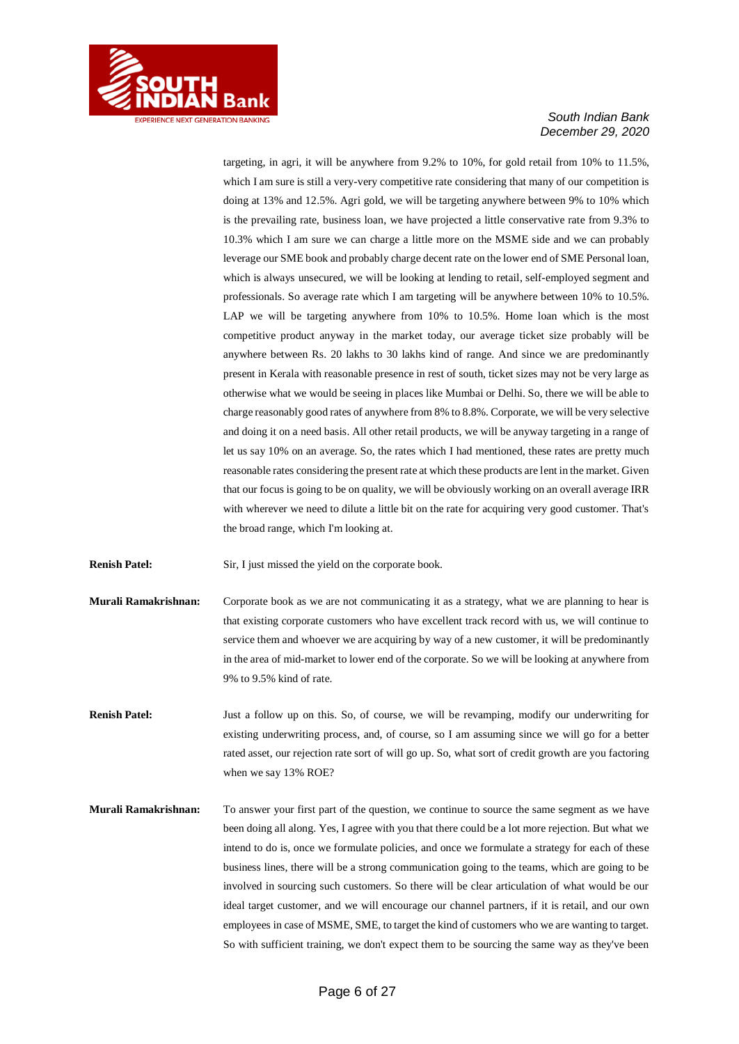targeting, in agri, it will be anywhere from 9.2% to 10%, for gold retail from 10% to 11.5%, which I am sure is still a very-very competitive rate considering that many of our competition is doing at 13% and 12.5%. Agri gold, we will be targeting anywhere between 9% to 10% which is the prevailing rate, business loan, we have projected a little conservative rate from 9.3% to 10.3% which I am sure we can charge a little more on the MSME side and we can probably leverage our SME book and probably charge decent rate on the lower end of SME Personal loan, which is always unsecured, we will be looking at lending to retail, self-employed segment and professionals. So average rate which I am targeting will be anywhere between 10% to 10.5%. LAP we will be targeting anywhere from 10% to 10.5%. Home loan which is the most competitive product anyway in the market today, our average ticket size probably will be anywhere between Rs. 20 lakhs to 30 lakhs kind of range. And since we are predominantly present in Kerala with reasonable presence in rest of south, ticket sizes may not be very large as otherwise what we would be seeing in places like Mumbai or Delhi. So, there we will be able to charge reasonably good rates of anywhere from 8% to 8.8%. Corporate, we will be very selective and doing it on a need basis. All other retail products, we will be anyway targeting in a range of let us say 10% on an average. So, the rates which I had mentioned, these rates are pretty much reasonable rates considering the present rate at which these products are lent in the market. Given that our focus is going to be on quality, we will be obviously working on an overall average IRR with wherever we need to dilute a little bit on the rate for acquiring very good customer. That's the broad range, which I'm looking at.

**Renish Patel:** Sir, I just missed the yield on the corporate book.

**Murali Ramakrishnan:** Corporate book as we are not communicating it as a strategy, what we are planning to hear is that existing corporate customers who have excellent track record with us, we will continue to service them and whoever we are acquiring by way of a new customer, it will be predominantly in the area of mid-market to lower end of the corporate. So we will be looking at anywhere from 9% to 9.5% kind of rate.

**Renish Patel:** Just a follow up on this. So, of course, we will be revamping, modify our underwriting for existing underwriting process, and, of course, so I am assuming since we will go for a better rated asset, our rejection rate sort of will go up. So, what sort of credit growth are you factoring when we say 13% ROE?

**Murali Ramakrishnan:** To answer your first part of the question, we continue to source the same segment as we have been doing all along. Yes, I agree with you that there could be a lot more rejection. But what we intend to do is, once we formulate policies, and once we formulate a strategy for each of these business lines, there will be a strong communication going to the teams, which are going to be involved in sourcing such customers. So there will be clear articulation of what would be our ideal target customer, and we will encourage our channel partners, if it is retail, and our own employees in case of MSME, SME, to target the kind of customers who we are wanting to target. So with sufficient training, we don't expect them to be sourcing the same way as they've been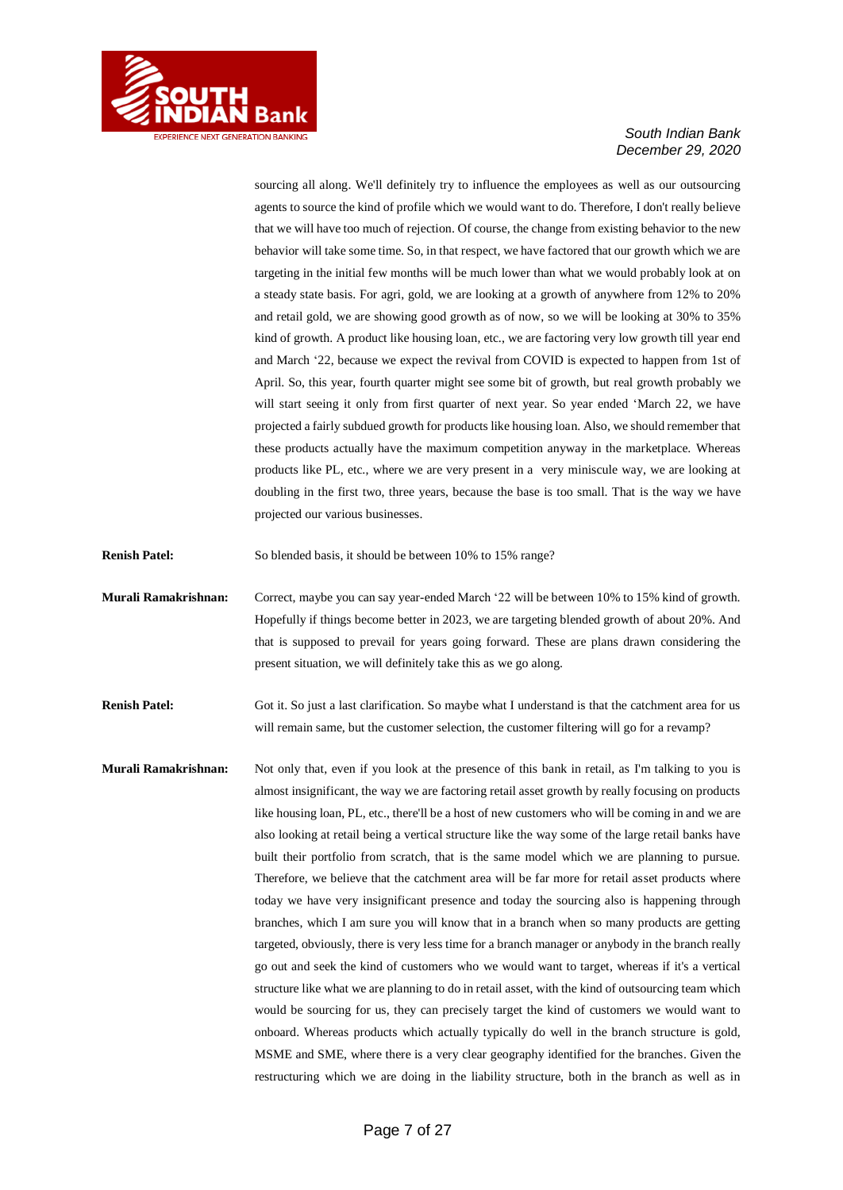sourcing all along. We'll definitely try to influence the employees as well as our outsourcing agents to source the kind of profile which we would want to do. Therefore, I don't really believe that we will have too much of rejection. Of course, the change from existing behavior to the new behavior will take some time. So, in that respect, we have factored that our growth which we are targeting in the initial few months will be much lower than what we would probably look at on a steady state basis. For agri, gold, we are looking at a growth of anywhere from 12% to 20% and retail gold, we are showing good growth as of now, so we will be looking at 30% to 35% kind of growth. A product like housing loan, etc., we are factoring very low growth till year end and March '22, because we expect the revival from COVID is expected to happen from 1st of April. So, this year, fourth quarter might see some bit of growth, but real growth probably we will start seeing it only from first quarter of next year. So year ended 'March 22, we have projected a fairly subdued growth for products like housing loan. Also, we should remember that these products actually have the maximum competition anyway in the marketplace. Whereas products like PL, etc., where we are very present in a very miniscule way, we are looking at doubling in the first two, three years, because the base is too small. That is the way we have projected our various businesses.

**Renish Patel:** So blended basis, it should be between 10% to 15% range?

**Murali Ramakrishnan:** Correct, maybe you can say year-ended March '22 will be between 10% to 15% kind of growth. Hopefully if things become better in 2023, we are targeting blended growth of about 20%. And that is supposed to prevail for years going forward. These are plans drawn considering the present situation, we will definitely take this as we go along.

**Renish Patel:** Got it. So just a last clarification. So maybe what I understand is that the catchment area for us will remain same, but the customer selection, the customer filtering will go for a revamp?

**Murali Ramakrishnan:** Not only that, even if you look at the presence of this bank in retail, as I'm talking to you is almost insignificant, the way we are factoring retail asset growth by really focusing on products like housing loan, PL, etc., there'll be a host of new customers who will be coming in and we are also looking at retail being a vertical structure like the way some of the large retail banks have built their portfolio from scratch, that is the same model which we are planning to pursue. Therefore, we believe that the catchment area will be far more for retail asset products where today we have very insignificant presence and today the sourcing also is happening through branches, which I am sure you will know that in a branch when so many products are getting targeted, obviously, there is very less time for a branch manager or anybody in the branch really go out and seek the kind of customers who we would want to target, whereas if it's a vertical structure like what we are planning to do in retail asset, with the kind of outsourcing team which would be sourcing for us, they can precisely target the kind of customers we would want to onboard. Whereas products which actually typically do well in the branch structure is gold, MSME and SME, where there is a very clear geography identified for the branches. Given the restructuring which we are doing in the liability structure, both in the branch as well as in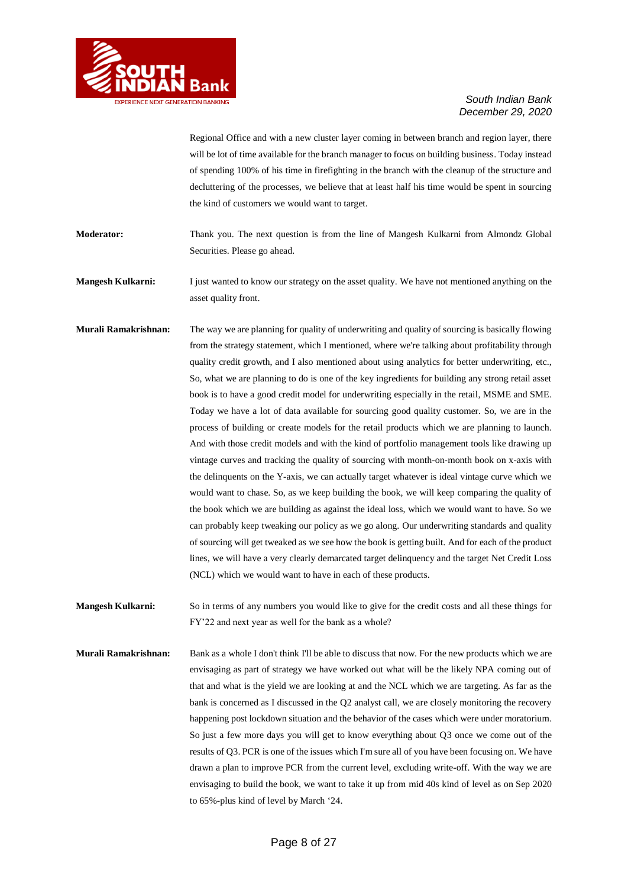Regional Office and with a new cluster layer coming in between branch and region layer, there will be lot of time available for the branch manager to focus on building business. Today instead of spending 100% of his time in firefighting in the branch with the cleanup of the structure and decluttering of the processes, we believe that at least half his time would be spent in sourcing the kind of customers we would want to target.

**Moderator:** Thank you. The next question is from the line of Mangesh Kulkarni from Almondz Global Securities. Please go ahead.

**Mangesh Kulkarni:** I just wanted to know our strategy on the asset quality. We have not mentioned anything on the asset quality front.

**Murali Ramakrishnan:** The way we are planning for quality of underwriting and quality of sourcing is basically flowing from the strategy statement, which I mentioned, where we're talking about profitability through quality credit growth, and I also mentioned about using analytics for better underwriting, etc., So, what we are planning to do is one of the key ingredients for building any strong retail asset book is to have a good credit model for underwriting especially in the retail, MSME and SME. Today we have a lot of data available for sourcing good quality customer. So, we are in the process of building or create models for the retail products which we are planning to launch. And with those credit models and with the kind of portfolio management tools like drawing up vintage curves and tracking the quality of sourcing with month-on-month book on x-axis with the delinquents on the Y-axis, we can actually target whatever is ideal vintage curve which we would want to chase. So, as we keep building the book, we will keep comparing the quality of the book which we are building as against the ideal loss, which we would want to have. So we can probably keep tweaking our policy as we go along. Our underwriting standards and quality of sourcing will get tweaked as we see how the book is getting built. And for each of the product lines, we will have a very clearly demarcated target delinquency and the target Net Credit Loss (NCL) which we would want to have in each of these products.

**Mangesh Kulkarni:** So in terms of any numbers you would like to give for the credit costs and all these things for FY'22 and next year as well for the bank as a whole?

**Murali Ramakrishnan:** Bank as a whole I don't think I'll be able to discuss that now. For the new products which we are envisaging as part of strategy we have worked out what will be the likely NPA coming out of that and what is the yield we are looking at and the NCL which we are targeting. As far as the bank is concerned as I discussed in the Q2 analyst call, we are closely monitoring the recovery happening post lockdown situation and the behavior of the cases which were under moratorium. So just a few more days you will get to know everything about Q3 once we come out of the results of Q3. PCR is one of the issues which I'm sure all of you have been focusing on. We have drawn a plan to improve PCR from the current level, excluding write-off. With the way we are envisaging to build the book, we want to take it up from mid 40s kind of level as on Sep 2020 to 65%-plus kind of level by March '24.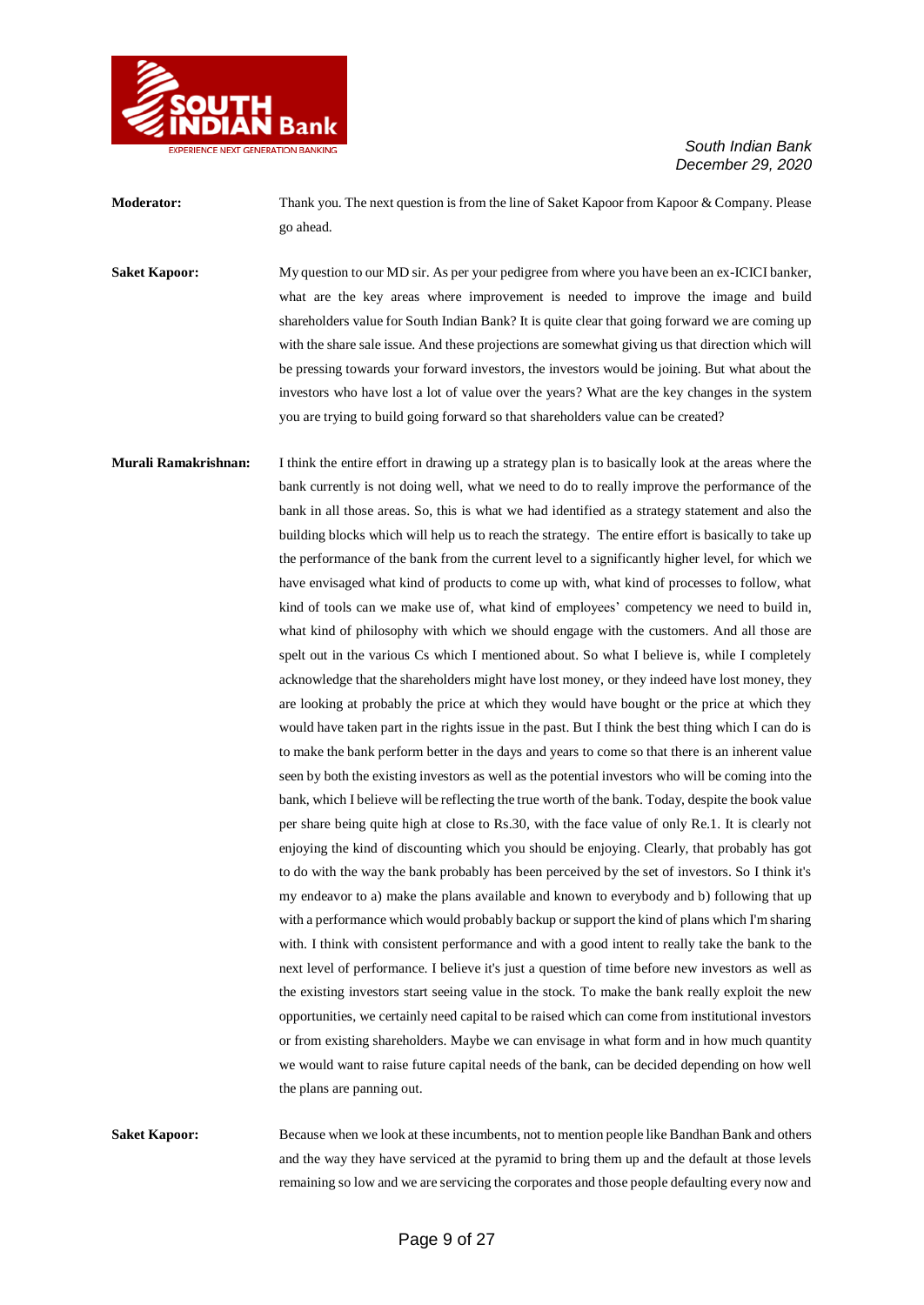**Moderator:** Thank you. The next question is from the line of Saket Kapoor from Kapoor & Company. Please go ahead.

**Saket Kapoor:** My question to our MD sir. As per your pedigree from where you have been an ex-ICICI banker, what are the key areas where improvement is needed to improve the image and build shareholders value for South Indian Bank? It is quite clear that going forward we are coming up with the share sale issue. And these projections are somewhat giving us that direction which will be pressing towards your forward investors, the investors would be joining. But what about the investors who have lost a lot of value over the years? What are the key changes in the system you are trying to build going forward so that shareholders value can be created?

**Murali Ramakrishnan:** I think the entire effort in drawing up a strategy plan is to basically look at the areas where the bank currently is not doing well, what we need to do to really improve the performance of the bank in all those areas. So, this is what we had identified as a strategy statement and also the building blocks which will help us to reach the strategy. The entire effort is basically to take up the performance of the bank from the current level to a significantly higher level, for which we have envisaged what kind of products to come up with, what kind of processes to follow, what kind of tools can we make use of, what kind of employees' competency we need to build in, what kind of philosophy with which we should engage with the customers. And all those are spelt out in the various Cs which I mentioned about. So what I believe is, while I completely acknowledge that the shareholders might have lost money, or they indeed have lost money, they are looking at probably the price at which they would have bought or the price at which they would have taken part in the rights issue in the past. But I think the best thing which I can do is to make the bank perform better in the days and years to come so that there is an inherent value seen by both the existing investors as well as the potential investors who will be coming into the bank, which I believe will be reflecting the true worth of the bank. Today, despite the book value per share being quite high at close to Rs.30, with the face value of only Re.1. It is clearly not enjoying the kind of discounting which you should be enjoying. Clearly, that probably has got to do with the way the bank probably has been perceived by the set of investors. So I think it's my endeavor to a) make the plans available and known to everybody and b) following that up with a performance which would probably backup or support the kind of plans which I'm sharing with. I think with consistent performance and with a good intent to really take the bank to the next level of performance. I believe it's just a question of time before new investors as well as the existing investors start seeing value in the stock. To make the bank really exploit the new opportunities, we certainly need capital to be raised which can come from institutional investors or from existing shareholders. Maybe we can envisage in what form and in how much quantity we would want to raise future capital needs of the bank, can be decided depending on how well the plans are panning out.

**Saket Kapoor:** Because when we look at these incumbents, not to mention people like Bandhan Bank and others and the way they have serviced at the pyramid to bring them up and the default at those levels remaining so low and we are servicing the corporates and those people defaulting every now and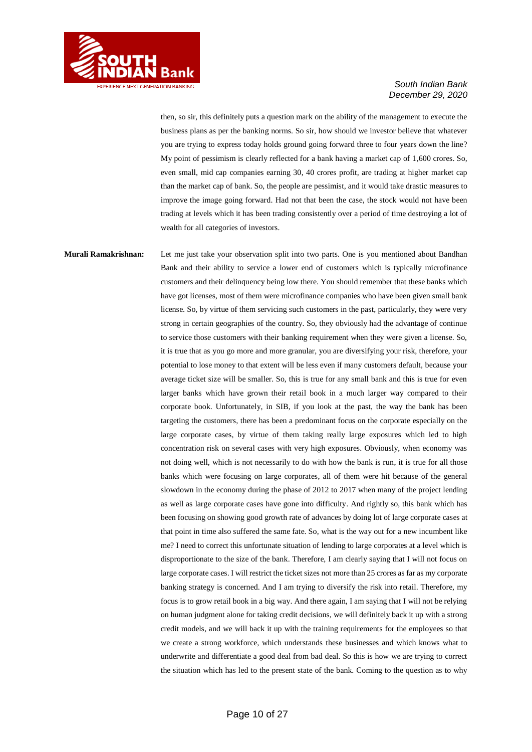then, so sir, this definitely puts a question mark on the ability of the management to execute the business plans as per the banking norms. So sir, how should we investor believe that whatever you are trying to express today holds ground going forward three to four years down the line? My point of pessimism is clearly reflected for a bank having a market cap of 1,600 crores. So, even small, mid cap companies earning 30, 40 crores profit, are trading at higher market cap than the market cap of bank. So, the people are pessimist, and it would take drastic measures to improve the image going forward. Had not that been the case, the stock would not have been trading at levels which it has been trading consistently over a period of time destroying a lot of wealth for all categories of investors.

**Murali Ramakrishnan:** Let me just take your observation split into two parts. One is you mentioned about Bandhan Bank and their ability to service a lower end of customers which is typically microfinance customers and their delinquency being low there. You should remember that these banks which have got licenses, most of them were microfinance companies who have been given small bank license. So, by virtue of them servicing such customers in the past, particularly, they were very strong in certain geographies of the country. So, they obviously had the advantage of continue to service those customers with their banking requirement when they were given a license. So, it is true that as you go more and more granular, you are diversifying your risk, therefore, your potential to lose money to that extent will be less even if many customers default, because your average ticket size will be smaller. So, this is true for any small bank and this is true for even larger banks which have grown their retail book in a much larger way compared to their corporate book. Unfortunately, in SIB, if you look at the past, the way the bank has been targeting the customers, there has been a predominant focus on the corporate especially on the large corporate cases, by virtue of them taking really large exposures which led to high concentration risk on several cases with very high exposures. Obviously, when economy was not doing well, which is not necessarily to do with how the bank is run, it is true for all those banks which were focusing on large corporates, all of them were hit because of the general slowdown in the economy during the phase of 2012 to 2017 when many of the project lending as well as large corporate cases have gone into difficulty. And rightly so, this bank which has been focusing on showing good growth rate of advances by doing lot of large corporate cases at that point in time also suffered the same fate. So, what is the way out for a new incumbent like me? I need to correct this unfortunate situation of lending to large corporates at a level which is disproportionate to the size of the bank. Therefore, I am clearly saying that I will not focus on large corporate cases. I will restrict the ticket sizes not more than 25 crores as far as my corporate banking strategy is concerned. And I am trying to diversify the risk into retail. Therefore, my focus is to grow retail book in a big way. And there again, I am saying that I will not be relying on human judgment alone for taking credit decisions, we will definitely back it up with a strong credit models, and we will back it up with the training requirements for the employees so that we create a strong workforce, which understands these businesses and which knows what to underwrite and differentiate a good deal from bad deal. So this is how we are trying to correct the situation which has led to the present state of the bank. Coming to the question as to why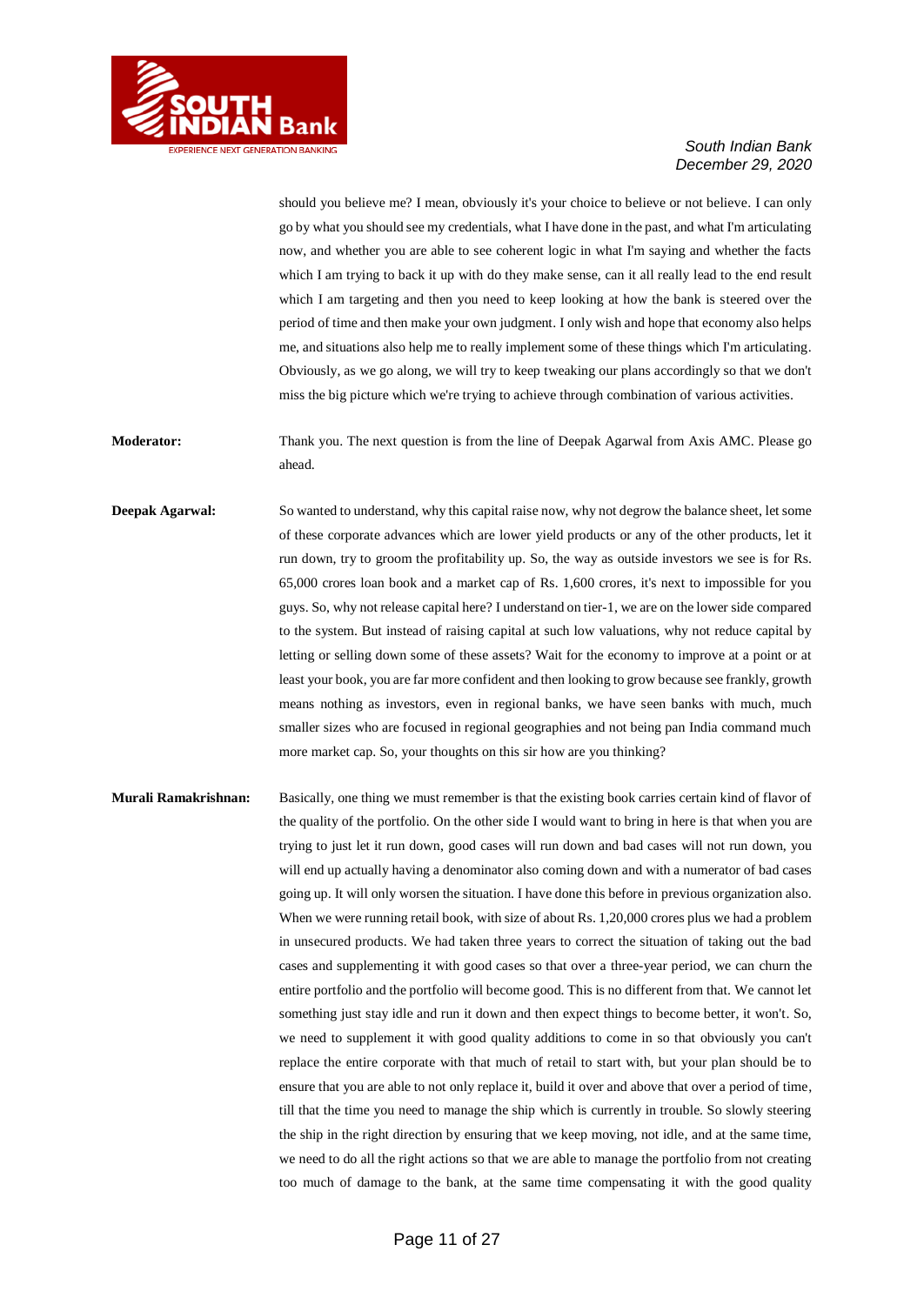should you believe me? I mean, obviously it's your choice to believe or not believe. I can only go by what you should see my credentials, what I have done in the past, and what I'm articulating now, and whether you are able to see coherent logic in what I'm saying and whether the facts which I am trying to back it up with do they make sense, can it all really lead to the end result which I am targeting and then you need to keep looking at how the bank is steered over the period of time and then make your own judgment. I only wish and hope that economy also helps me, and situations also help me to really implement some of these things which I'm articulating. Obviously, as we go along, we will try to keep tweaking our plans accordingly so that we don't miss the big picture which we're trying to achieve through combination of various activities.

**Moderator:** Thank you. The next question is from the line of Deepak Agarwal from Axis AMC. Please go ahead.

**Deepak Agarwal:** So wanted to understand, why this capital raise now, why not degrow the balance sheet, let some of these corporate advances which are lower yield products or any of the other products, let it run down, try to groom the profitability up. So, the way as outside investors we see is for Rs. 65,000 crores loan book and a market cap of Rs. 1,600 crores, it's next to impossible for you guys. So, why not release capital here? I understand on tier-1, we are on the lower side compared to the system. But instead of raising capital at such low valuations, why not reduce capital by letting or selling down some of these assets? Wait for the economy to improve at a point or at least your book, you are far more confident and then looking to grow because see frankly, growth means nothing as investors, even in regional banks, we have seen banks with much, much smaller sizes who are focused in regional geographies and not being pan India command much more market cap. So, your thoughts on this sir how are you thinking?

**Murali Ramakrishnan:** Basically, one thing we must remember is that the existing book carries certain kind of flavor of the quality of the portfolio. On the other side I would want to bring in here is that when you are trying to just let it run down, good cases will run down and bad cases will not run down, you will end up actually having a denominator also coming down and with a numerator of bad cases going up. It will only worsen the situation. I have done this before in previous organization also. When we were running retail book, with size of about Rs. 1,20,000 crores plus we had a problem in unsecured products. We had taken three years to correct the situation of taking out the bad cases and supplementing it with good cases so that over a three-year period, we can churn the entire portfolio and the portfolio will become good. This is no different from that. We cannot let something just stay idle and run it down and then expect things to become better, it won't. So, we need to supplement it with good quality additions to come in so that obviously you can't replace the entire corporate with that much of retail to start with, but your plan should be to ensure that you are able to not only replace it, build it over and above that over a period of time, till that the time you need to manage the ship which is currently in trouble. So slowly steering the ship in the right direction by ensuring that we keep moving, not idle, and at the same time, we need to do all the right actions so that we are able to manage the portfolio from not creating too much of damage to the bank, at the same time compensating it with the good quality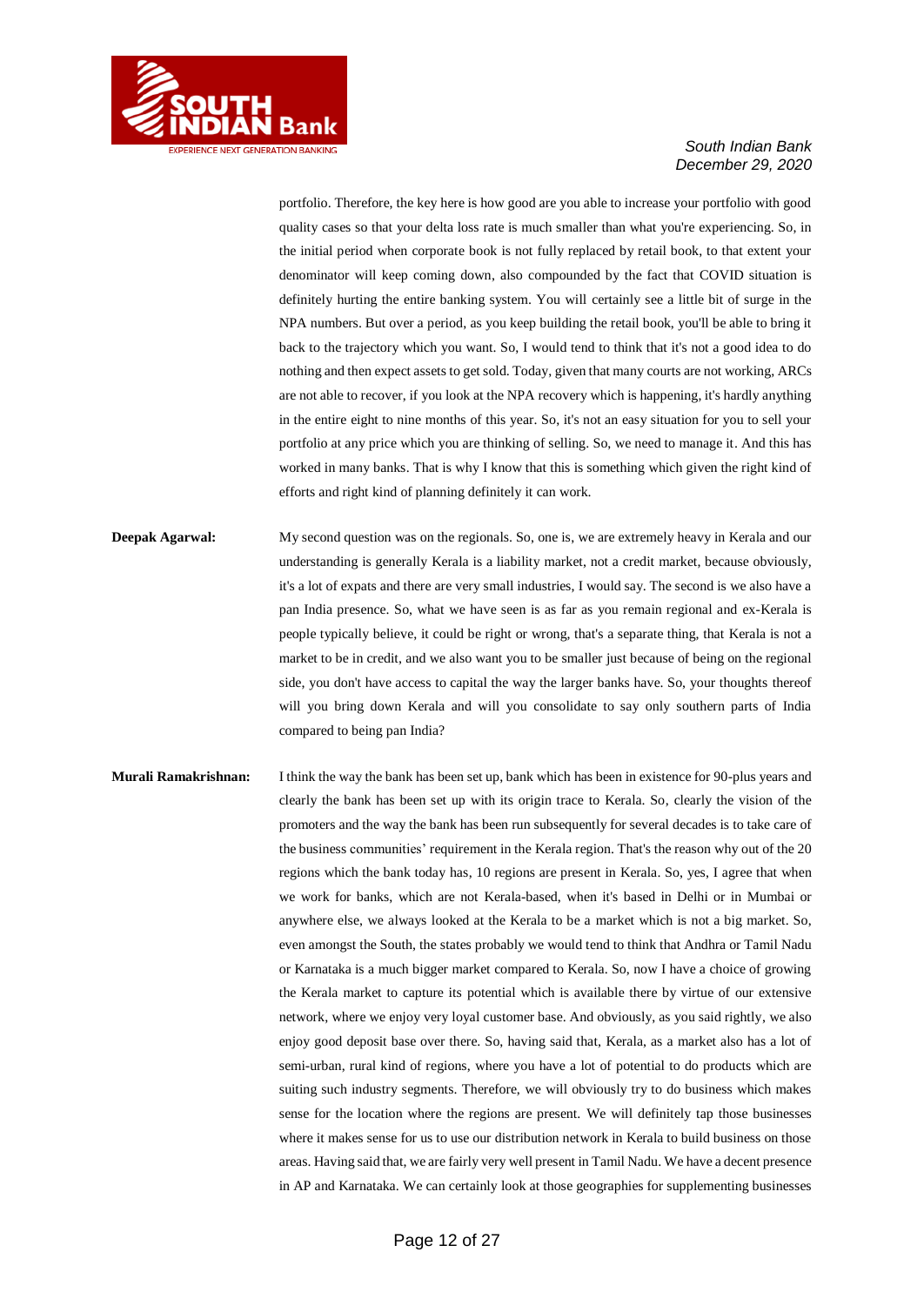portfolio. Therefore, the key here is how good are you able to increase your portfolio with good quality cases so that your delta loss rate is much smaller than what you're experiencing. So, in the initial period when corporate book is not fully replaced by retail book, to that extent your denominator will keep coming down, also compounded by the fact that COVID situation is definitely hurting the entire banking system. You will certainly see a little bit of surge in the NPA numbers. But over a period, as you keep building the retail book, you'll be able to bring it back to the trajectory which you want. So, I would tend to think that it's not a good idea to do nothing and then expect assets to get sold. Today, given that many courts are not working, ARCs are not able to recover, if you look at the NPA recovery which is happening, it's hardly anything in the entire eight to nine months of this year. So, it's not an easy situation for you to sell your portfolio at any price which you are thinking of selling. So, we need to manage it. And this has worked in many banks. That is why I know that this is something which given the right kind of efforts and right kind of planning definitely it can work.

**Deepak Agarwal:** My second question was on the regionals. So, one is, we are extremely heavy in Kerala and our understanding is generally Kerala is a liability market, not a credit market, because obviously, it's a lot of expats and there are very small industries, I would say. The second is we also have a pan India presence. So, what we have seen is as far as you remain regional and ex-Kerala is people typically believe, it could be right or wrong, that's a separate thing, that Kerala is not a market to be in credit, and we also want you to be smaller just because of being on the regional side, you don't have access to capital the way the larger banks have. So, your thoughts thereof will you bring down Kerala and will you consolidate to say only southern parts of India compared to being pan India?

**Murali Ramakrishnan:** I think the way the bank has been set up, bank which has been in existence for 90-plus years and clearly the bank has been set up with its origin trace to Kerala. So, clearly the vision of the promoters and the way the bank has been run subsequently for several decades is to take care of the business communities' requirement in the Kerala region. That's the reason why out of the 20 regions which the bank today has, 10 regions are present in Kerala. So, yes, I agree that when we work for banks, which are not Kerala-based, when it's based in Delhi or in Mumbai or anywhere else, we always looked at the Kerala to be a market which is not a big market. So, even amongst the South, the states probably we would tend to think that Andhra or Tamil Nadu or Karnataka is a much bigger market compared to Kerala. So, now I have a choice of growing the Kerala market to capture its potential which is available there by virtue of our extensive network, where we enjoy very loyal customer base. And obviously, as you said rightly, we also enjoy good deposit base over there. So, having said that, Kerala, as a market also has a lot of semi-urban, rural kind of regions, where you have a lot of potential to do products which are suiting such industry segments. Therefore, we will obviously try to do business which makes sense for the location where the regions are present. We will definitely tap those businesses where it makes sense for us to use our distribution network in Kerala to build business on those areas. Having said that, we are fairly very well present in Tamil Nadu. We have a decent presence in AP and Karnataka. We can certainly look at those geographies for supplementing businesses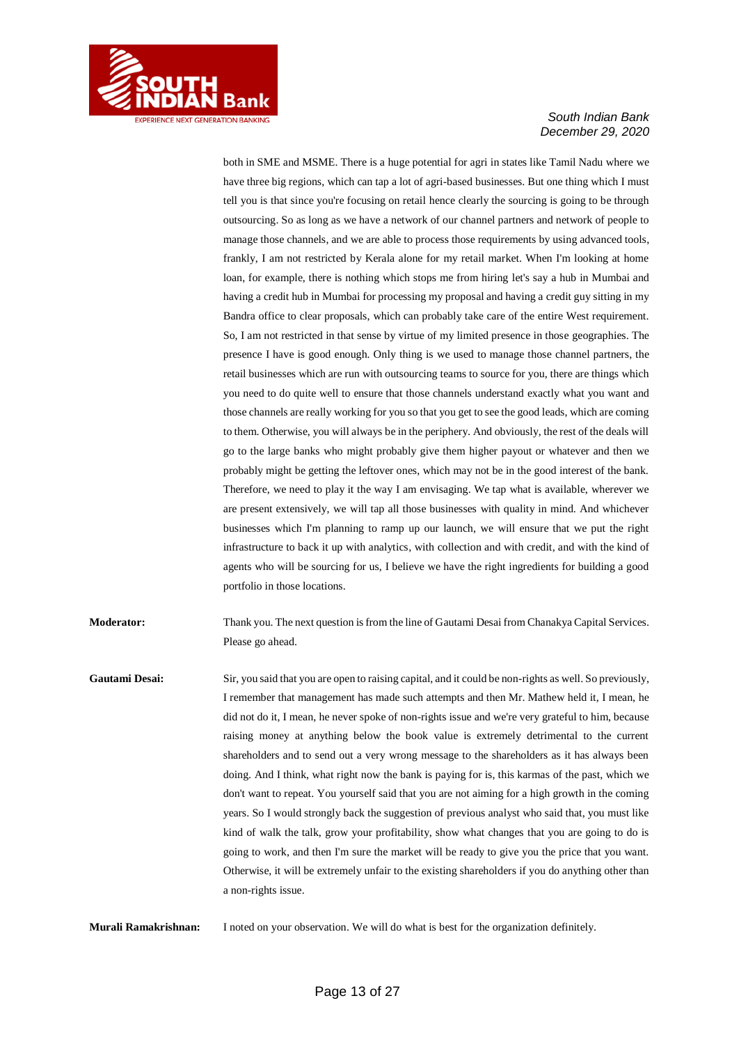both in SME and MSME. There is a huge potential for agri in states like Tamil Nadu where we have three big regions, which can tap a lot of agri-based businesses. But one thing which I must tell you is that since you're focusing on retail hence clearly the sourcing is going to be through outsourcing. So as long as we have a network of our channel partners and network of people to manage those channels, and we are able to process those requirements by using advanced tools, frankly, I am not restricted by Kerala alone for my retail market. When I'm looking at home loan, for example, there is nothing which stops me from hiring let's say a hub in Mumbai and having a credit hub in Mumbai for processing my proposal and having a credit guy sitting in my Bandra office to clear proposals, which can probably take care of the entire West requirement. So, I am not restricted in that sense by virtue of my limited presence in those geographies. The presence I have is good enough. Only thing is we used to manage those channel partners, the retail businesses which are run with outsourcing teams to source for you, there are things which you need to do quite well to ensure that those channels understand exactly what you want and those channels are really working for you so that you get to see the good leads, which are coming to them. Otherwise, you will always be in the periphery. And obviously, the rest of the deals will go to the large banks who might probably give them higher payout or whatever and then we probably might be getting the leftover ones, which may not be in the good interest of the bank. Therefore, we need to play it the way I am envisaging. We tap what is available, wherever we are present extensively, we will tap all those businesses with quality in mind. And whichever businesses which I'm planning to ramp up our launch, we will ensure that we put the right infrastructure to back it up with analytics, with collection and with credit, and with the kind of agents who will be sourcing for us, I believe we have the right ingredients for building a good portfolio in those locations.

**Moderator:** Thank you. The next question is from the line of Gautami Desai from Chanakya Capital Services. Please go ahead.

**Gautami Desai:** Sir, you said that you are open to raising capital, and it could be non-rights as well. So previously, I remember that management has made such attempts and then Mr. Mathew held it, I mean, he did not do it, I mean, he never spoke of non-rights issue and we're very grateful to him, because raising money at anything below the book value is extremely detrimental to the current shareholders and to send out a very wrong message to the shareholders as it has always been doing. And I think, what right now the bank is paying for is, this karmas of the past, which we don't want to repeat. You yourself said that you are not aiming for a high growth in the coming years. So I would strongly back the suggestion of previous analyst who said that, you must like kind of walk the talk, grow your profitability, show what changes that you are going to do is going to work, and then I'm sure the market will be ready to give you the price that you want. Otherwise, it will be extremely unfair to the existing shareholders if you do anything other than a non-rights issue.

**Murali Ramakrishnan:** I noted on your observation. We will do what is best for the organization definitely.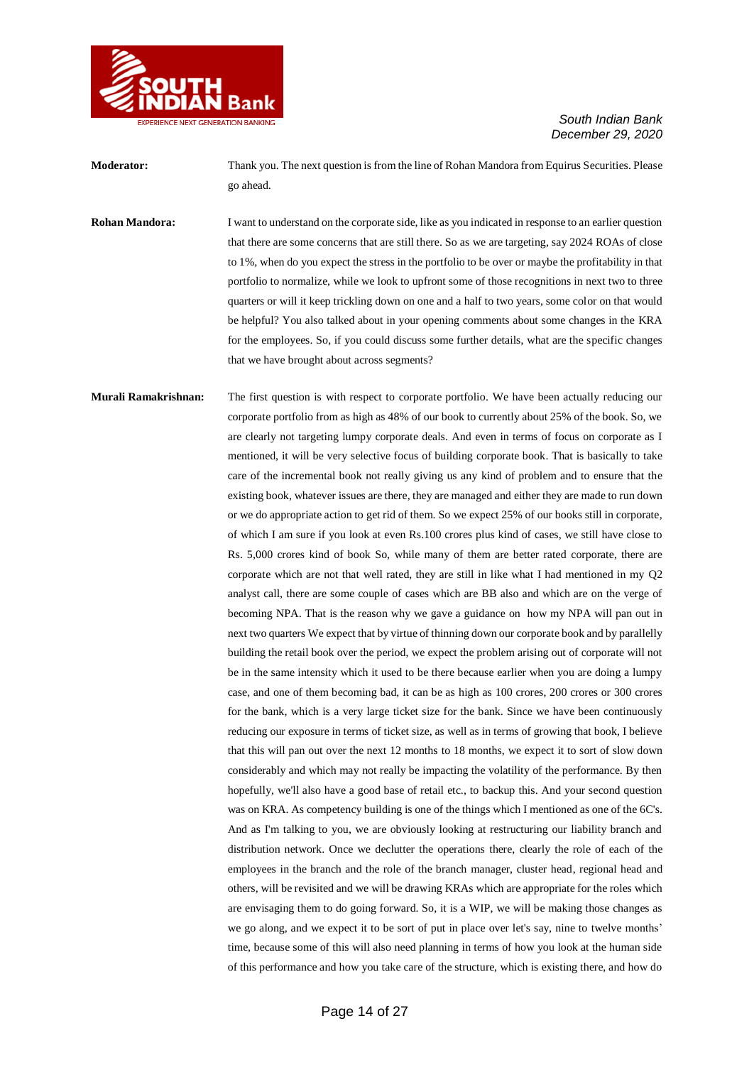**Moderator:** Thank you. The next question is from the line of Rohan Mandora from Equirus Securities. Please go ahead.

**Rohan Mandora:** I want to understand on the corporate side, like as you indicated in response to an earlier question that there are some concerns that are still there. So as we are targeting, say 2024 ROAs of close to 1%, when do you expect the stress in the portfolio to be over or maybe the profitability in that portfolio to normalize, while we look to upfront some of those recognitions in next two to three quarters or will it keep trickling down on one and a half to two years, some color on that would be helpful? You also talked about in your opening comments about some changes in the KRA for the employees. So, if you could discuss some further details, what are the specific changes that we have brought about across segments?

**Murali Ramakrishnan:** The first question is with respect to corporate portfolio. We have been actually reducing our corporate portfolio from as high as 48% of our book to currently about 25% of the book. So, we are clearly not targeting lumpy corporate deals. And even in terms of focus on corporate as I mentioned, it will be very selective focus of building corporate book. That is basically to take care of the incremental book not really giving us any kind of problem and to ensure that the existing book, whatever issues are there, they are managed and either they are made to run down or we do appropriate action to get rid of them. So we expect 25% of our books still in corporate, of which I am sure if you look at even Rs.100 crores plus kind of cases, we still have close to Rs. 5,000 crores kind of book So, while many of them are better rated corporate, there are corporate which are not that well rated, they are still in like what I had mentioned in my Q2 analyst call, there are some couple of cases which are BB also and which are on the verge of becoming NPA. That is the reason why we gave a guidance on how my NPA will pan out in next two quarters We expect that by virtue of thinning down our corporate book and by parallelly building the retail book over the period, we expect the problem arising out of corporate will not be in the same intensity which it used to be there because earlier when you are doing a lumpy case, and one of them becoming bad, it can be as high as 100 crores, 200 crores or 300 crores for the bank, which is a very large ticket size for the bank. Since we have been continuously reducing our exposure in terms of ticket size, as well as in terms of growing that book, I believe that this will pan out over the next 12 months to 18 months, we expect it to sort of slow down considerably and which may not really be impacting the volatility of the performance. By then hopefully, we'll also have a good base of retail etc., to backup this. And your second question was on KRA. As competency building is one of the things which I mentioned as one of the 6C's. And as I'm talking to you, we are obviously looking at restructuring our liability branch and distribution network. Once we declutter the operations there, clearly the role of each of the employees in the branch and the role of the branch manager, cluster head, regional head and others, will be revisited and we will be drawing KRAs which are appropriate for the roles which are envisaging them to do going forward. So, it is a WIP, we will be making those changes as we go along, and we expect it to be sort of put in place over let's say, nine to twelve months' time, because some of this will also need planning in terms of how you look at the human side of this performance and how you take care of the structure, which is existing there, and how do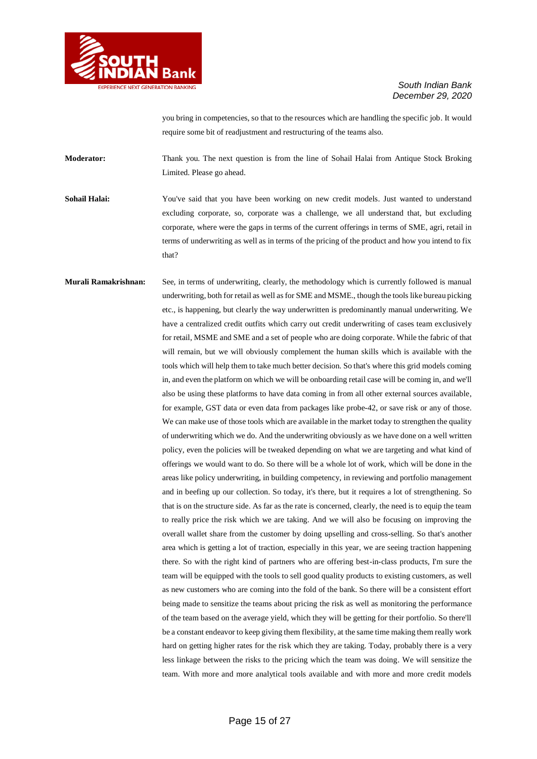you bring in competencies, so that to the resources which are handling the specific job. It would require some bit of readjustment and restructuring of the teams also.

**Moderator:** Thank you. The next question is from the line of Sohail Halai from Antique Stock Broking Limited. Please go ahead.

**Sohail Halai:** You've said that you have been working on new credit models. Just wanted to understand excluding corporate, so, corporate was a challenge, we all understand that, but excluding corporate, where were the gaps in terms of the current offerings in terms of SME, agri, retail in terms of underwriting as well as in terms of the pricing of the product and how you intend to fix that?

**Murali Ramakrishnan:** See, in terms of underwriting, clearly, the methodology which is currently followed is manual underwriting, both for retail as well as for SME and MSME., though the tools like bureau picking etc., is happening, but clearly the way underwritten is predominantly manual underwriting. We have a centralized credit outfits which carry out credit underwriting of cases team exclusively for retail, MSME and SME and a set of people who are doing corporate. While the fabric of that will remain, but we will obviously complement the human skills which is available with the tools which will help them to take much better decision. So that's where this grid models coming in, and even the platform on which we will be onboarding retail case will be coming in, and we'll also be using these platforms to have data coming in from all other external sources available, for example, GST data or even data from packages like probe-42, or save risk or any of those. We can make use of those tools which are available in the market today to strengthen the quality of underwriting which we do. And the underwriting obviously as we have done on a well written policy, even the policies will be tweaked depending on what we are targeting and what kind of offerings we would want to do. So there will be a whole lot of work, which will be done in the areas like policy underwriting, in building competency, in reviewing and portfolio management and in beefing up our collection. So today, it's there, but it requires a lot of strengthening. So that is on the structure side. As far as the rate is concerned, clearly, the need is to equip the team to really price the risk which we are taking. And we will also be focusing on improving the overall wallet share from the customer by doing upselling and cross-selling. So that's another area which is getting a lot of traction, especially in this year, we are seeing traction happening there. So with the right kind of partners who are offering best-in-class products, I'm sure the team will be equipped with the tools to sell good quality products to existing customers, as well as new customers who are coming into the fold of the bank. So there will be a consistent effort being made to sensitize the teams about pricing the risk as well as monitoring the performance of the team based on the average yield, which they will be getting for their portfolio. So there'll be a constant endeavor to keep giving them flexibility, at the same time making them really work hard on getting higher rates for the risk which they are taking. Today, probably there is a very less linkage between the risks to the pricing which the team was doing. We will sensitize the team. With more and more analytical tools available and with more and more credit models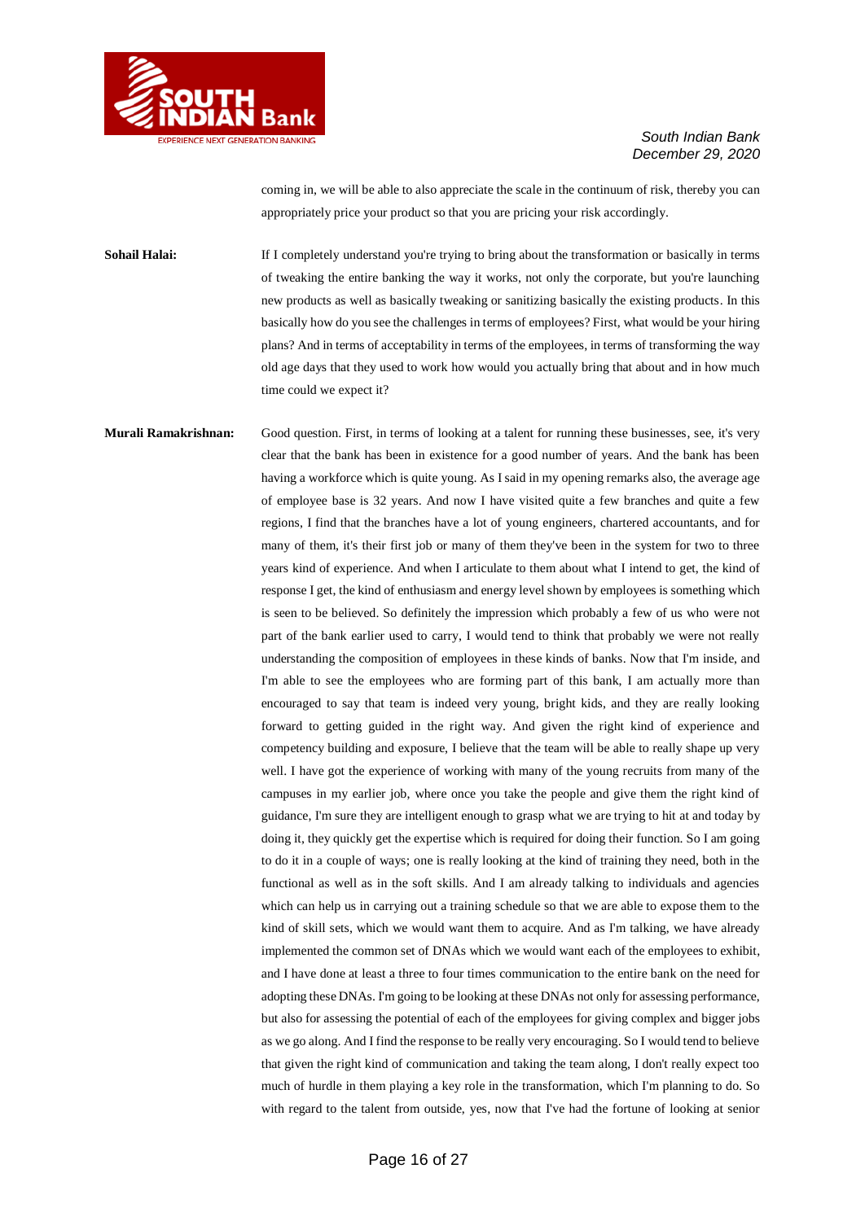coming in, we will be able to also appreciate the scale in the continuum of risk, thereby you can appropriately price your product so that you are pricing your risk accordingly.

**Sohail Halai:** If I completely understand you're trying to bring about the transformation or basically in terms of tweaking the entire banking the way it works, not only the corporate, but you're launching new products as well as basically tweaking or sanitizing basically the existing products. In this basically how do you see the challenges in terms of employees? First, what would be your hiring plans? And in terms of acceptability in terms of the employees, in terms of transforming the way old age days that they used to work how would you actually bring that about and in how much time could we expect it?

**Murali Ramakrishnan:** Good question. First, in terms of looking at a talent for running these businesses, see, it's very clear that the bank has been in existence for a good number of years. And the bank has been having a workforce which is quite young. As I said in my opening remarks also, the average age of employee base is 32 years. And now I have visited quite a few branches and quite a few regions, I find that the branches have a lot of young engineers, chartered accountants, and for many of them, it's their first job or many of them they've been in the system for two to three years kind of experience. And when I articulate to them about what I intend to get, the kind of response I get, the kind of enthusiasm and energy level shown by employees is something which is seen to be believed. So definitely the impression which probably a few of us who were not part of the bank earlier used to carry, I would tend to think that probably we were not really understanding the composition of employees in these kinds of banks. Now that I'm inside, and I'm able to see the employees who are forming part of this bank, I am actually more than encouraged to say that team is indeed very young, bright kids, and they are really looking forward to getting guided in the right way. And given the right kind of experience and competency building and exposure, I believe that the team will be able to really shape up very well. I have got the experience of working with many of the young recruits from many of the campuses in my earlier job, where once you take the people and give them the right kind of guidance, I'm sure they are intelligent enough to grasp what we are trying to hit at and today by doing it, they quickly get the expertise which is required for doing their function. So I am going to do it in a couple of ways; one is really looking at the kind of training they need, both in the functional as well as in the soft skills. And I am already talking to individuals and agencies which can help us in carrying out a training schedule so that we are able to expose them to the kind of skill sets, which we would want them to acquire. And as I'm talking, we have already implemented the common set of DNAs which we would want each of the employees to exhibit, and I have done at least a three to four times communication to the entire bank on the need for adopting these DNAs. I'm going to be looking at these DNAs not only for assessing performance, but also for assessing the potential of each of the employees for giving complex and bigger jobs as we go along. And I find the response to be really very encouraging. So I would tend to believe that given the right kind of communication and taking the team along, I don't really expect too much of hurdle in them playing a key role in the transformation, which I'm planning to do. So with regard to the talent from outside, yes, now that I've had the fortune of looking at senior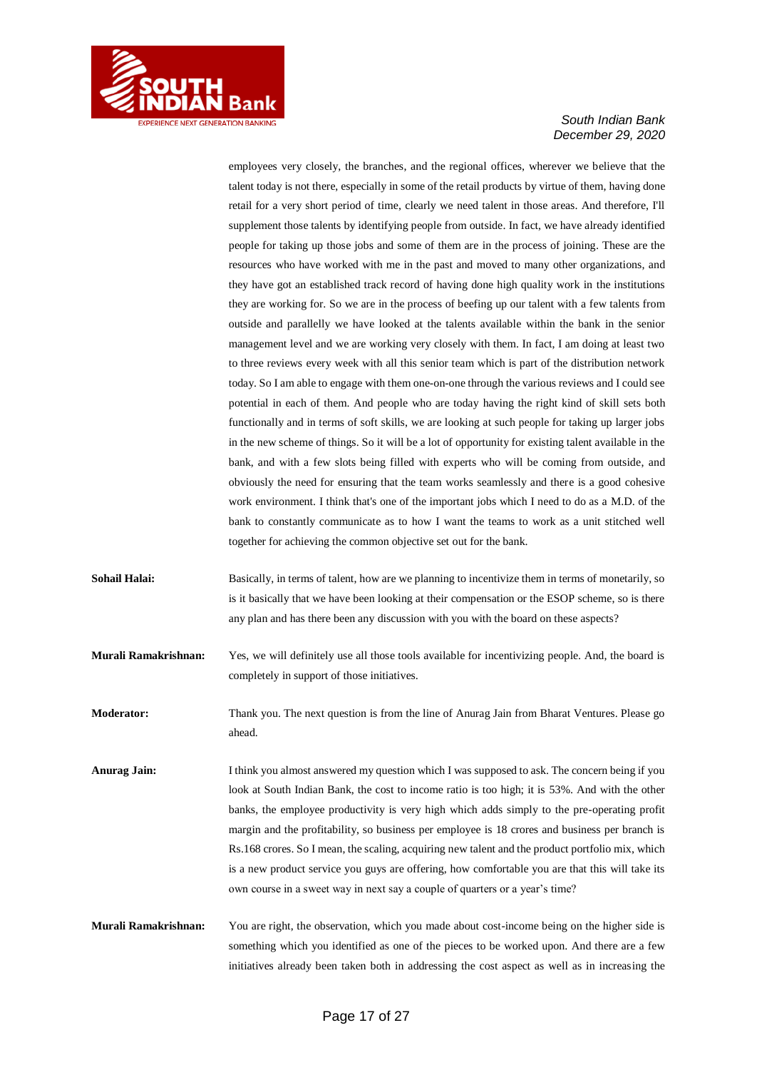employees very closely, the branches, and the regional offices, wherever we believe that the talent today is not there, especially in some of the retail products by virtue of them, having done retail for a very short period of time, clearly we need talent in those areas. And therefore, I'll supplement those talents by identifying people from outside. In fact, we have already identified people for taking up those jobs and some of them are in the process of joining. These are the resources who have worked with me in the past and moved to many other organizations, and they have got an established track record of having done high quality work in the institutions they are working for. So we are in the process of beefing up our talent with a few talents from outside and parallelly we have looked at the talents available within the bank in the senior management level and we are working very closely with them. In fact, I am doing at least two to three reviews every week with all this senior team which is part of the distribution network today. So I am able to engage with them one-on-one through the various reviews and I could see potential in each of them. And people who are today having the right kind of skill sets both functionally and in terms of soft skills, we are looking at such people for taking up larger jobs in the new scheme of things. So it will be a lot of opportunity for existing talent available in the bank, and with a few slots being filled with experts who will be coming from outside, and obviously the need for ensuring that the team works seamlessly and there is a good cohesive work environment. I think that's one of the important jobs which I need to do as a M.D. of the bank to constantly communicate as to how I want the teams to work as a unit stitched well together for achieving the common objective set out for the bank.

**Sohail Halai:** Basically, in terms of talent, how are we planning to incentivize them in terms of monetarily, so is it basically that we have been looking at their compensation or the ESOP scheme, so is there any plan and has there been any discussion with you with the board on these aspects?

**Murali Ramakrishnan:** Yes, we will definitely use all those tools available for incentivizing people. And, the board is completely in support of those initiatives.

**Moderator:** Thank you. The next question is from the line of Anurag Jain from Bharat Ventures. Please go ahead.

**Anurag Jain:** I think you almost answered my question which I was supposed to ask. The concern being if you look at South Indian Bank, the cost to income ratio is too high; it is 53%. And with the other banks, the employee productivity is very high which adds simply to the pre-operating profit margin and the profitability, so business per employee is 18 crores and business per branch is Rs.168 crores. So I mean, the scaling, acquiring new talent and the product portfolio mix, which is a new product service you guys are offering, how comfortable you are that this will take its own course in a sweet way in next say a couple of quarters or a year's time?

**Murali Ramakrishnan:** You are right, the observation, which you made about cost-income being on the higher side is something which you identified as one of the pieces to be worked upon. And there are a few initiatives already been taken both in addressing the cost aspect as well as in increasing the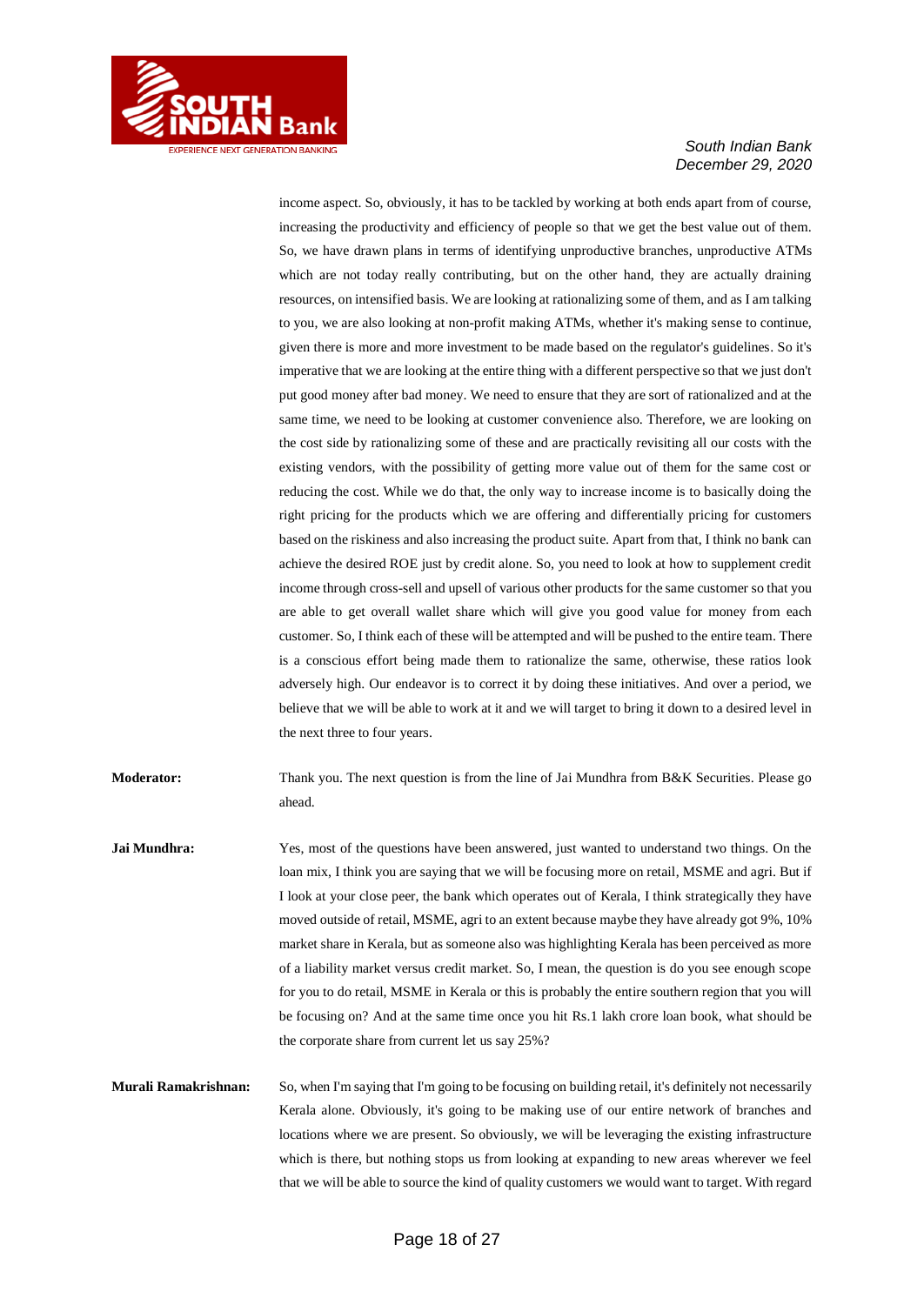income aspect. So, obviously, it has to be tackled by working at both ends apart from of course, increasing the productivity and efficiency of people so that we get the best value out of them. So, we have drawn plans in terms of identifying unproductive branches, unproductive ATMs which are not today really contributing, but on the other hand, they are actually draining resources, on intensified basis. We are looking at rationalizing some of them, and as I am talking to you, we are also looking at non-profit making ATMs, whether it's making sense to continue, given there is more and more investment to be made based on the regulator's guidelines. So it's imperative that we are looking at the entire thing with a different perspective so that we just don't put good money after bad money. We need to ensure that they are sort of rationalized and at the same time, we need to be looking at customer convenience also. Therefore, we are looking on the cost side by rationalizing some of these and are practically revisiting all our costs with the existing vendors, with the possibility of getting more value out of them for the same cost or reducing the cost. While we do that, the only way to increase income is to basically doing the right pricing for the products which we are offering and differentially pricing for customers based on the riskiness and also increasing the product suite. Apart from that, I think no bank can achieve the desired ROE just by credit alone. So, you need to look at how to supplement credit income through cross-sell and upsell of various other products for the same customer so that you are able to get overall wallet share which will give you good value for money from each customer. So, I think each of these will be attempted and will be pushed to the entire team. There is a conscious effort being made them to rationalize the same, otherwise, these ratios look adversely high. Our endeavor is to correct it by doing these initiatives. And over a period, we believe that we will be able to work at it and we will target to bring it down to a desired level in the next three to four years.

**Moderator:** Thank you. The next question is from the line of Jai Mundhra from B&K Securities. Please go ahead.

**Jai Mundhra:** Yes, most of the questions have been answered, just wanted to understand two things. On the loan mix, I think you are saying that we will be focusing more on retail, MSME and agri. But if I look at your close peer, the bank which operates out of Kerala, I think strategically they have moved outside of retail, MSME, agri to an extent because maybe they have already got 9%, 10% market share in Kerala, but as someone also was highlighting Kerala has been perceived as more of a liability market versus credit market. So, I mean, the question is do you see enough scope for you to do retail, MSME in Kerala or this is probably the entire southern region that you will be focusing on? And at the same time once you hit Rs.1 lakh crore loan book, what should be the corporate share from current let us say 25%?

**Murali Ramakrishnan:** So, when I'm saying that I'm going to be focusing on building retail, it's definitely not necessarily Kerala alone. Obviously, it's going to be making use of our entire network of branches and locations where we are present. So obviously, we will be leveraging the existing infrastructure which is there, but nothing stops us from looking at expanding to new areas wherever we feel that we will be able to source the kind of quality customers we would want to target. With regard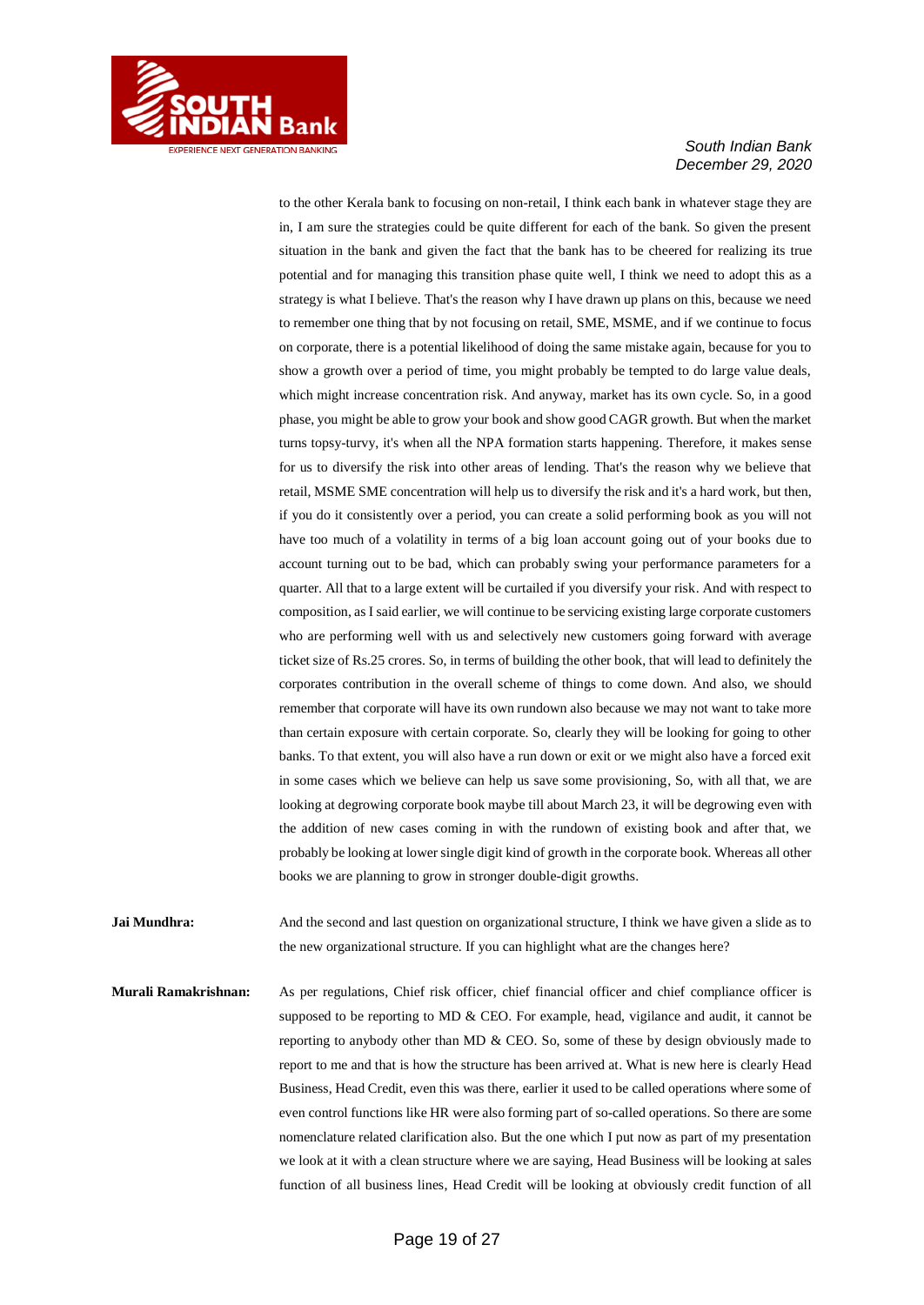to the other Kerala bank to focusing on non-retail, I think each bank in whatever stage they are in, I am sure the strategies could be quite different for each of the bank. So given the present situation in the bank and given the fact that the bank has to be cheered for realizing its true potential and for managing this transition phase quite well, I think we need to adopt this as a strategy is what I believe. That's the reason why I have drawn up plans on this, because we need to remember one thing that by not focusing on retail, SME, MSME, and if we continue to focus on corporate, there is a potential likelihood of doing the same mistake again, because for you to show a growth over a period of time, you might probably be tempted to do large value deals, which might increase concentration risk. And anyway, market has its own cycle. So, in a good phase, you might be able to grow your book and show good CAGR growth. But when the market turns topsy-turvy, it's when all the NPA formation starts happening. Therefore, it makes sense for us to diversify the risk into other areas of lending. That's the reason why we believe that retail, MSME SME concentration will help us to diversify the risk and it's a hard work, but then, if you do it consistently over a period, you can create a solid performing book as you will not have too much of a volatility in terms of a big loan account going out of your books due to account turning out to be bad, which can probably swing your performance parameters for a quarter. All that to a large extent will be curtailed if you diversify your risk. And with respect to composition, as I said earlier, we will continue to be servicing existing large corporate customers who are performing well with us and selectively new customers going forward with average ticket size of Rs.25 crores. So, in terms of building the other book, that will lead to definitely the corporates contribution in the overall scheme of things to come down. And also, we should remember that corporate will have its own rundown also because we may not want to take more than certain exposure with certain corporate. So, clearly they will be looking for going to other banks. To that extent, you will also have a run down or exit or we might also have a forced exit in some cases which we believe can help us save some provisioning, So, with all that, we are looking at degrowing corporate book maybe till about March 23, it will be degrowing even with the addition of new cases coming in with the rundown of existing book and after that, we probably be looking at lower single digit kind of growth in the corporate book. Whereas all other books we are planning to grow in stronger double-digit growths.

**Jai Mundhra:** And the second and last question on organizational structure, I think we have given a slide as to the new organizational structure. If you can highlight what are the changes here?

**Murali Ramakrishnan:** As per regulations, Chief risk officer, chief financial officer and chief compliance officer is supposed to be reporting to MD & CEO. For example, head, vigilance and audit, it cannot be reporting to anybody other than MD & CEO. So, some of these by design obviously made to report to me and that is how the structure has been arrived at. What is new here is clearly Head Business, Head Credit, even this was there, earlier it used to be called operations where some of even control functions like HR were also forming part of so-called operations. So there are some nomenclature related clarification also. But the one which I put now as part of my presentation we look at it with a clean structure where we are saying, Head Business will be looking at sales function of all business lines, Head Credit will be looking at obviously credit function of all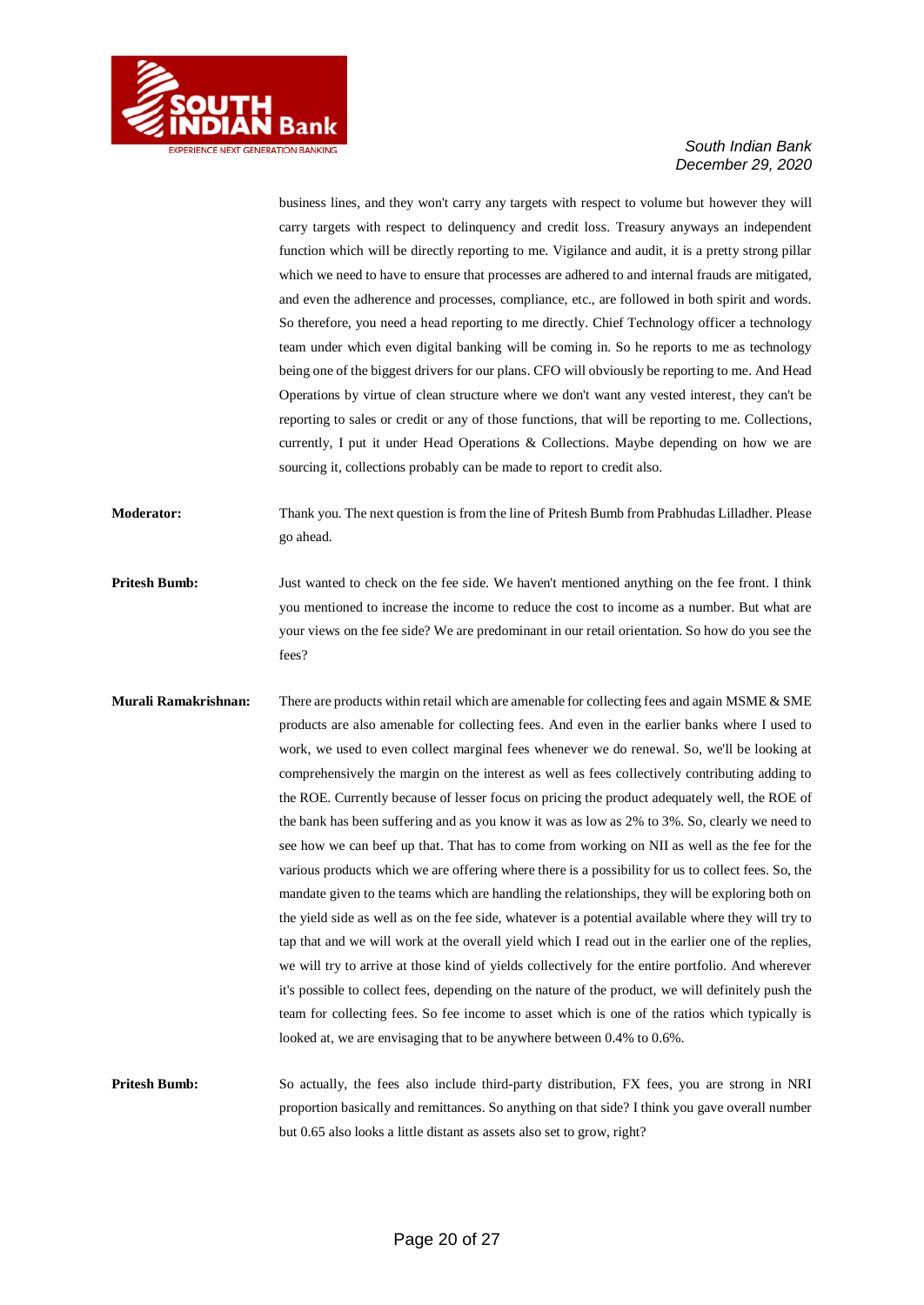business lines, and they won't carry any targets with respect to volume but however they will carry targets with respect to delinquency and credit loss. Treasury anyways an independent function which will be directly reporting to me. Vigilance and audit, it is a pretty strong pillar which we need to have to ensure that processes are adhered to and internal frauds are mitigated, and even the adherence and processes, compliance, etc., are followed in both spirit and words. So therefore, you need a head reporting to me directly. Chief Technology officer a technology team under which even digital banking will be coming in. So he reports to me as technology being one of the biggest drivers for our plans. CFO will obviously be reporting to me. And Head Operations by virtue of clean structure where we don't want any vested interest, they can't be reporting to sales or credit or any of those functions, that will be reporting to me. Collections, currently, I put it under Head Operations & Collections. Maybe depending on how we are sourcing it, collections probably can be made to report to credit also.

**Moderator:** Thank you. The next question is from the line of Pritesh Bumb from Prabhudas Lilladher. Please go ahead.

**Pritesh Bumb:** Just wanted to check on the fee side. We haven't mentioned anything on the fee front. I think you mentioned to increase the income to reduce the cost to income as a number. But what are your views on the fee side? We are predominant in our retail orientation. So how do you see the fees?

**Murali Ramakrishnan:** There are products within retail which are amenable for collecting fees and again MSME & SME products are also amenable for collecting fees. And even in the earlier banks where I used to work, we used to even collect marginal fees whenever we do renewal. So, we'll be looking at comprehensively the margin on the interest as well as fees collectively contributing adding to the ROE. Currently because of lesser focus on pricing the product adequately well, the ROE of the bank has been suffering and as you know it was as low as 2% to 3%. So, clearly we need to see how we can beef up that. That has to come from working on NII as well as the fee for the various products which we are offering where there is a possibility for us to collect fees. So, the mandate given to the teams which are handling the relationships, they will be exploring both on the yield side as well as on the fee side, whatever is a potential available where they will try to tap that and we will work at the overall yield which I read out in the earlier one of the replies, we will try to arrive at those kind of yields collectively for the entire portfolio. And wherever it's possible to collect fees, depending on the nature of the product, we will definitely push the team for collecting fees. So fee income to asset which is one of the ratios which typically is looked at, we are envisaging that to be anywhere between 0.4% to 0.6%.

**Pritesh Bumb:** So actually, the fees also include third-party distribution, FX fees, you are strong in NRI proportion basically and remittances. So anything on that side? I think you gave overall number but 0.65 also looks a little distant as assets also set to grow, right?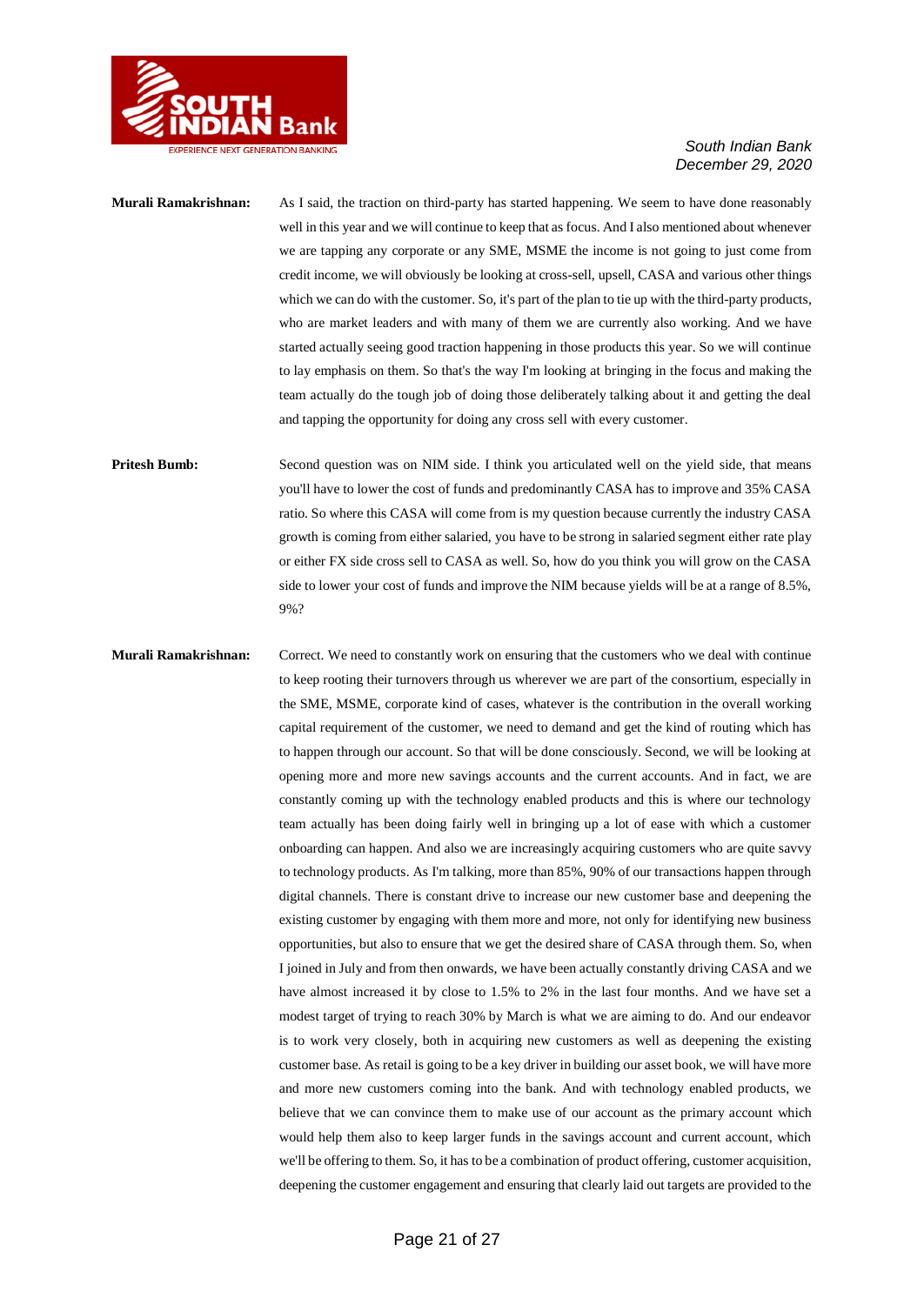**Murali Ramakrishnan:** As I said, the traction on third-party has started happening. We seem to have done reasonably well in this year and we will continue to keep that as focus. And I also mentioned about whenever we are tapping any corporate or any SME, MSME the income is not going to just come from credit income, we will obviously be looking at cross-sell, upsell, CASA and various other things which we can do with the customer. So, it's part of the plan to tie up with the third-party products, who are market leaders and with many of them we are currently also working. And we have started actually seeing good traction happening in those products this year. So we will continue to lay emphasis on them. So that's the way I'm looking at bringing in the focus and making the team actually do the tough job of doing those deliberately talking about it and getting the deal and tapping the opportunity for doing any cross sell with every customer.

**Pritesh Bumb:** Second question was on NIM side. I think you articulated well on the yield side, that means you'll have to lower the cost of funds and predominantly CASA has to improve and 35% CASA ratio. So where this CASA will come from is my question because currently the industry CASA growth is coming from either salaried, you have to be strong in salaried segment either rate play or either FX side cross sell to CASA as well. So, how do you think you will grow on the CASA side to lower your cost of funds and improve the NIM because yields will be at a range of 8.5%, 9%?

**Murali Ramakrishnan:** Correct. We need to constantly work on ensuring that the customers who we deal with continue to keep rooting their turnovers through us wherever we are part of the consortium, especially in the SME, MSME, corporate kind of cases, whatever is the contribution in the overall working capital requirement of the customer, we need to demand and get the kind of routing which has to happen through our account. So that will be done consciously. Second, we will be looking at opening more and more new savings accounts and the current accounts. And in fact, we are constantly coming up with the technology enabled products and this is where our technology team actually has been doing fairly well in bringing up a lot of ease with which a customer onboarding can happen. And also we are increasingly acquiring customers who are quite savvy to technology products. As I'm talking, more than 85%, 90% of our transactions happen through digital channels. There is constant drive to increase our new customer base and deepening the existing customer by engaging with them more and more, not only for identifying new business opportunities, but also to ensure that we get the desired share of CASA through them. So, when I joined in July and from then onwards, we have been actually constantly driving CASA and we have almost increased it by close to 1.5% to 2% in the last four months. And we have set a modest target of trying to reach 30% by March is what we are aiming to do. And our endeavor is to work very closely, both in acquiring new customers as well as deepening the existing customer base. As retail is going to be a key driver in building our asset book, we will have more and more new customers coming into the bank. And with technology enabled products, we believe that we can convince them to make use of our account as the primary account which would help them also to keep larger funds in the savings account and current account, which we'll be offering to them. So, it has to be a combination of product offering, customer acquisition, deepening the customer engagement and ensuring that clearly laid out targets are provided to the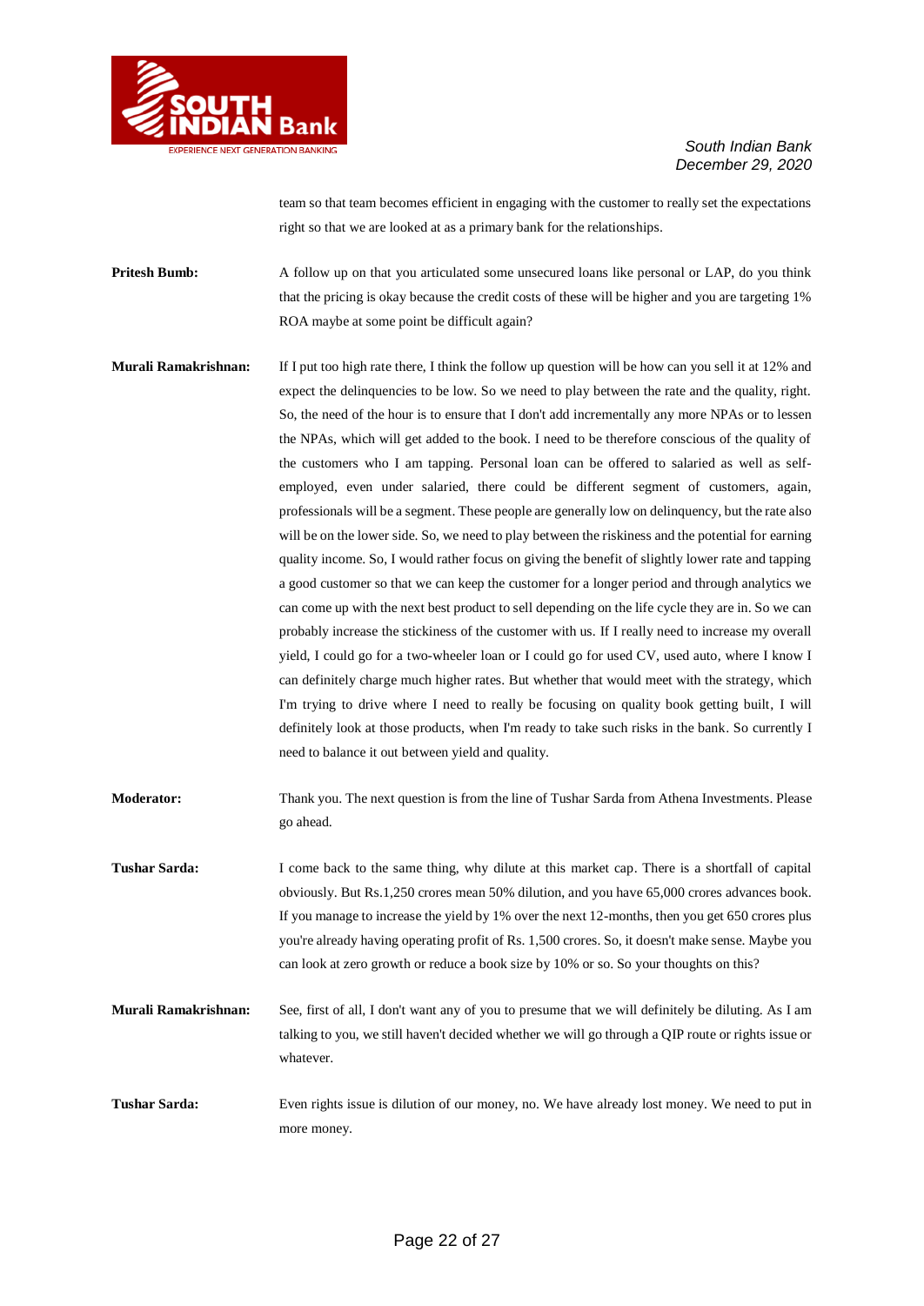team so that team becomes efficient in engaging with the customer to really set the expectations right so that we are looked at as a primary bank for the relationships.

**Pritesh Bumb:** A follow up on that you articulated some unsecured loans like personal or LAP, do you think that the pricing is okay because the credit costs of these will be higher and you are targeting 1% ROA maybe at some point be difficult again?

**Murali Ramakrishnan:** If I put too high rate there, I think the follow up question will be how can you sell it at 12% and expect the delinquencies to be low. So we need to play between the rate and the quality, right. So, the need of the hour is to ensure that I don't add incrementally any more NPAs or to lessen the NPAs, which will get added to the book. I need to be therefore conscious of the quality of the customers who I am tapping. Personal loan can be offered to salaried as well as self-employed, even under salaried, there could be different segment of customers, again, professionals will be a segment. These people are generally low on delinquency, but the rate also will be on the lower side. So, we need to play between the riskiness and the potential for earning quality income. So, I would rather focus on giving the benefit of slightly lower rate and tapping a good customer so that we can keep the customer for a longer period and through analytics we can come up with the next best product to sell depending on the life cycle they are in. So we can probably increase the stickiness of the customer with us. If I really need to increase my overall yield, I could go for a two-wheeler loan or I could go for used CV, used auto, where I know I can definitely charge much higher rates. But whether that would meet with the strategy, which I'm trying to drive where I need to really be focusing on quality book getting built, I will definitely look at those products, when I'm ready to take such risks in the bank. So currently I need to balance it out between yield and quality.

**Moderator:** Thank you. The next question is from the line of Tushar Sarda from Athena Investments. Please go ahead.

**Tushar Sarda:** I come back to the same thing, why dilute at this market cap. There is a shortfall of capital obviously. But Rs.1,250 crores mean 50% dilution, and you have 65,000 crores advances book. If you manage to increase the yield by 1% over the next 12-months, then you get 650 crores plus you're already having operating profit of Rs. 1,500 crores. So, it doesn't make sense. Maybe you can look at zero growth or reduce a book size by 10% or so. So your thoughts on this?

**Murali Ramakrishnan:** See, first of all, I don't want any of you to presume that we will definitely be diluting. As I am talking to you, we still haven't decided whether we will go through a QIP route or rights issue or whatever.

**Tushar Sarda:** Even rights issue is dilution of our money, no. We have already lost money. We need to put in more money.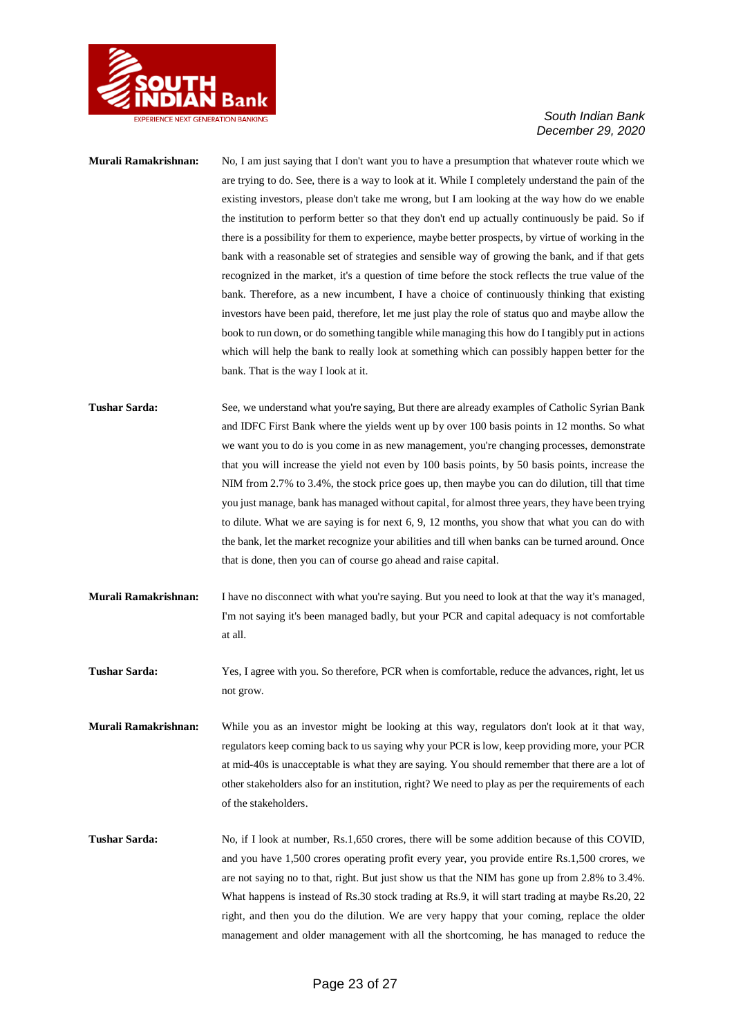**Murali Ramakrishnan:** No, I am just saying that I don't want you to have a presumption that whatever route which we are trying to do. See, there is a way to look at it. While I completely understand the pain of the existing investors, please don't take me wrong, but I am looking at the way how do we enable the institution to perform better so that they don't end up actually continuously be paid. So if there is a possibility for them to experience, maybe better prospects, by virtue of working in the bank with a reasonable set of strategies and sensible way of growing the bank, and if that gets recognized in the market, it's a question of time before the stock reflects the true value of the bank. Therefore, as a new incumbent, I have a choice of continuously thinking that existing investors have been paid, therefore, let me just play the role of status quo and maybe allow the book to run down, or do something tangible while managing this how do I tangibly put in actions which will help the bank to really look at something which can possibly happen better for the bank. That is the way I look at it.

**Tushar Sarda:** See, we understand what you're saying, But there are already examples of Catholic Syrian Bank and IDFC First Bank where the yields went up by over 100 basis points in 12 months. So what we want you to do is you come in as new management, you're changing processes, demonstrate that you will increase the yield not even by 100 basis points, by 50 basis points, increase the NIM from 2.7% to 3.4%, the stock price goes up, then maybe you can do dilution, till that time you just manage, bank has managed without capital, for almost three years, they have been trying to dilute. What we are saying is for next 6, 9, 12 months, you show that what you can do with the bank, let the market recognize your abilities and till when banks can be turned around. Once that is done, then you can of course go ahead and raise capital.

**Murali Ramakrishnan:** I have no disconnect with what you're saying. But you need to look at that the way it's managed, I'm not saying it's been managed badly, but your PCR and capital adequacy is not comfortable at all.

**Tushar Sarda:** Yes, I agree with you. So therefore, PCR when is comfortable, reduce the advances, right, let us not grow.

**Murali Ramakrishnan:** While you as an investor might be looking at this way, regulators don't look at it that way, regulators keep coming back to us saying why your PCR is low, keep providing more, your PCR at mid-40s is unacceptable is what they are saying. You should remember that there are a lot of other stakeholders also for an institution, right? We need to play as per the requirements of each of the stakeholders.

**Tushar Sarda:** No, if I look at number, Rs.1,650 crores, there will be some addition because of this COVID, and you have 1,500 crores operating profit every year, you provide entire Rs.1,500 crores, we are not saying no to that, right. But just show us that the NIM has gone up from 2.8% to 3.4%. What happens is instead of Rs.30 stock trading at Rs.9, it will start trading at maybe Rs.20, 22 right, and then you do the dilution. We are very happy that your coming, replace the older management and older management with all the shortcoming, he has managed to reduce the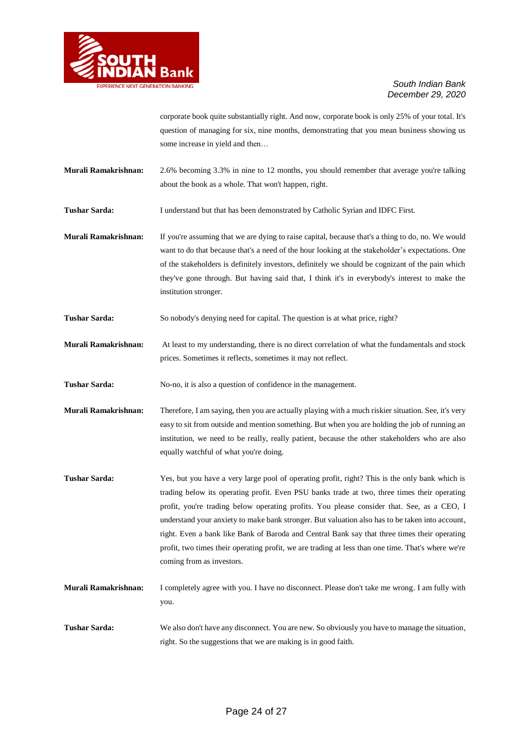corporate book quite substantially right. And now, corporate book is only 25% of your total. It's question of managing for six, nine months, demonstrating that you mean business showing us some increase in yield and then…

**Murali Ramakrishnan:** 2.6% becoming 3.3% in nine to 12 months, you should remember that average you're talking about the book as a whole. That won't happen, right.

**Tushar Sarda:** I understand but that has been demonstrated by Catholic Syrian and IDFC First.

**Murali Ramakrishnan:** If you're assuming that we are dying to raise capital, because that's a thing to do, no. We would want to do that because that's a need of the hour looking at the stakeholder's expectations. One of the stakeholders is definitely investors, definitely we should be cognizant of the pain which they've gone through. But having said that, I think it's in everybody's interest to make the institution stronger.

**Tushar Sarda:** So nobody's denying need for capital. The question is at what price, right?

**Murali Ramakrishnan:** At least to my understanding, there is no direct correlation of what the fundamentals and stock prices. Sometimes it reflects, sometimes it may not reflect.

**Tushar Sarda:** No-no, it is also a question of confidence in the management.

**Murali Ramakrishnan:** Therefore, I am saying, then you are actually playing with a much riskier situation. See, it's very easy to sit from outside and mention something. But when you are holding the job of running an institution, we need to be really, really patient, because the other stakeholders who are also equally watchful of what you're doing.

**Tushar Sarda:** Yes, but you have a very large pool of operating profit, right? This is the only bank which is trading below its operating profit. Even PSU banks trade at two, three times their operating profit, you're trading below operating profits. You please consider that. See, as a CEO, I understand your anxiety to make bank stronger. But valuation also has to be taken into account, right. Even a bank like Bank of Baroda and Central Bank say that three times their operating profit, two times their operating profit, we are trading at less than one time. That's where we're coming from as investors.

**Murali Ramakrishnan:** I completely agree with you. I have no disconnect. Please don't take me wrong. I am fully with you.

**Tushar Sarda:** We also don't have any disconnect. You are new. So obviously you have to manage the situation, right. So the suggestions that we are making is in good faith.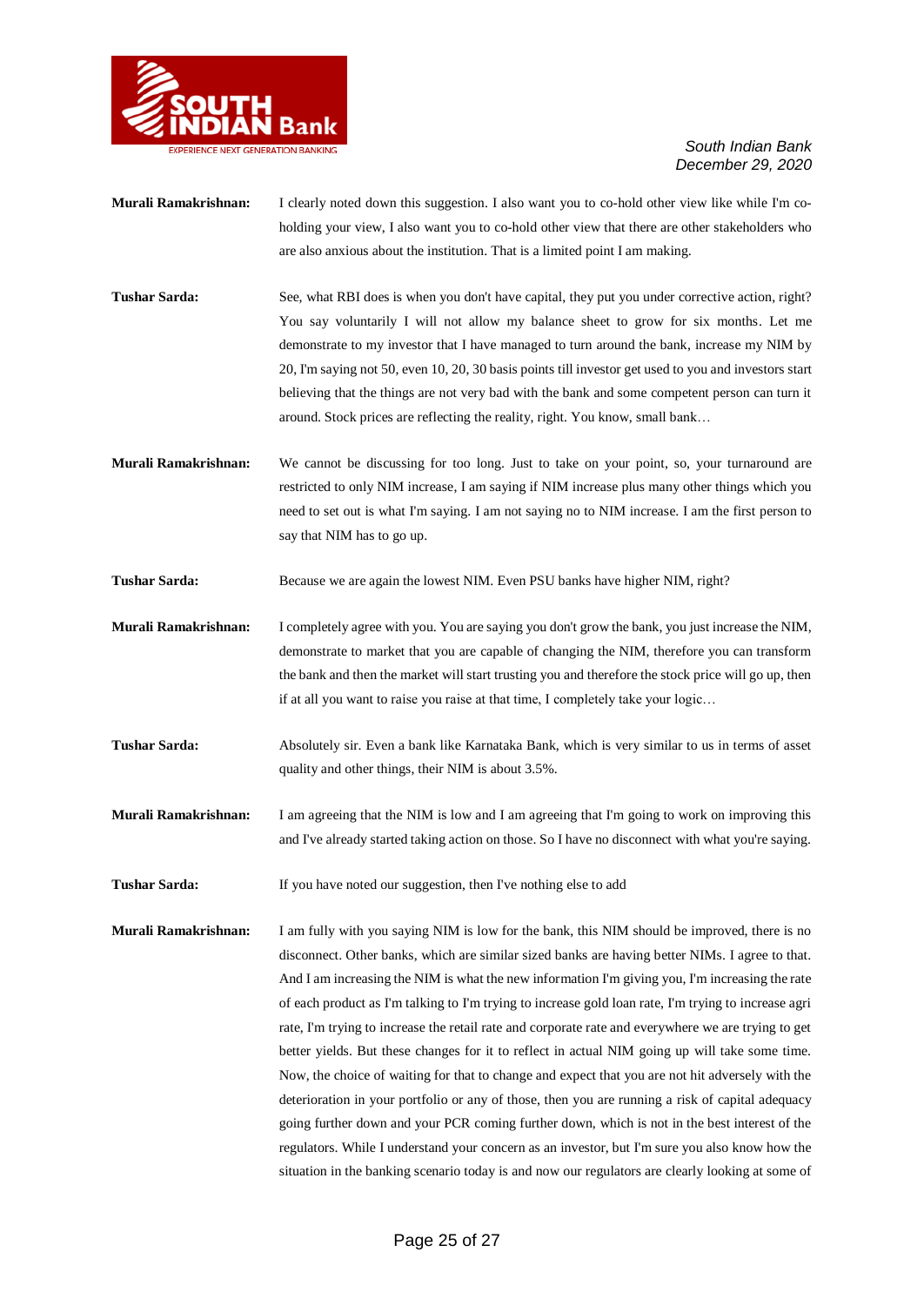**Murali Ramakrishnan:** I clearly noted down this suggestion. I also want you to co-hold other view like while I'm co-holding your view, I also want you to co-hold other view that there are other stakeholders who are also anxious about the institution. That is a limited point I am making.

**Tushar Sarda:** See, what RBI does is when you don't have capital, they put you under corrective action, right? You say voluntarily I will not allow my balance sheet to grow for six months. Let me demonstrate to my investor that I have managed to turn around the bank, increase my NIM by 20, I'm saying not 50, even 10, 20, 30 basis points till investor get used to you and investors start believing that the things are not very bad with the bank and some competent person can turn it around. Stock prices are reflecting the reality, right. You know, small bank…

**Murali Ramakrishnan:** We cannot be discussing for too long. Just to take on your point, so, your turnaround are restricted to only NIM increase, I am saying if NIM increase plus many other things which you need to set out is what I'm saying. I am not saying no to NIM increase. I am the first person to say that NIM has to go up.

**Tushar Sarda:** Because we are again the lowest NIM. Even PSU banks have higher NIM, right?

**Murali Ramakrishnan:** I completely agree with you. You are saying you don't grow the bank, you just increase the NIM, demonstrate to market that you are capable of changing the NIM, therefore you can transform the bank and then the market will start trusting you and therefore the stock price will go up, then if at all you want to raise you raise at that time, I completely take your logic…

**Tushar Sarda:** Absolutely sir. Even a bank like Karnataka Bank, which is very similar to us in terms of asset quality and other things, their NIM is about 3.5%.

**Murali Ramakrishnan:** I am agreeing that the NIM is low and I am agreeing that I'm going to work on improving this and I've already started taking action on those. So I have no disconnect with what you're saying.

**Tushar Sarda:** If you have noted our suggestion, then I've nothing else to add

**Murali Ramakrishnan:** I am fully with you saying NIM is low for the bank, this NIM should be improved, there is no disconnect. Other banks, which are similar sized banks are having better NIMs. I agree to that. And I am increasing the NIM is what the new information I'm giving you, I'm increasing the rate of each product as I'm talking to I'm trying to increase gold loan rate, I'm trying to increase agri rate, I'm trying to increase the retail rate and corporate rate and everywhere we are trying to get better yields. But these changes for it to reflect in actual NIM going up will take some time. Now, the choice of waiting for that to change and expect that you are not hit adversely with the deterioration in your portfolio or any of those, then you are running a risk of capital adequacy going further down and your PCR coming further down, which is not in the best interest of the regulators. While I understand your concern as an investor, but I'm sure you also know how the situation in the banking scenario today is and now our regulators are clearly looking at some of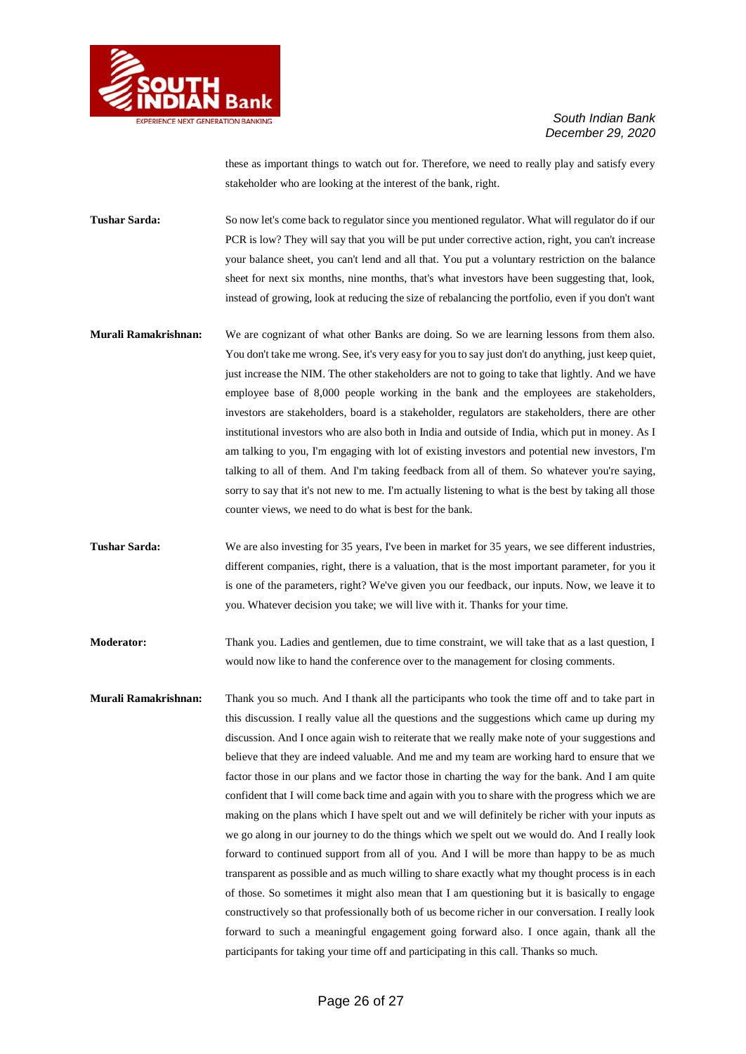these as important things to watch out for. Therefore, we need to really play and satisfy every stakeholder who are looking at the interest of the bank, right.

**Tushar Sarda:** So now let's come back to regulator since you mentioned regulator. What will regulator do if our PCR is low? They will say that you will be put under corrective action, right, you can't increase your balance sheet, you can't lend and all that. You put a voluntary restriction on the balance sheet for next six months, nine months, that's what investors have been suggesting that, look, instead of growing, look at reducing the size of rebalancing the portfolio, even if you don't want

**Murali Ramakrishnan:** We are cognizant of what other Banks are doing. So we are learning lessons from them also. You don't take me wrong. See, it's very easy for you to say just don't do anything, just keep quiet, just increase the NIM. The other stakeholders are not to going to take that lightly. And we have employee base of 8,000 people working in the bank and the employees are stakeholders, investors are stakeholders, board is a stakeholder, regulators are stakeholders, there are other institutional investors who are also both in India and outside of India, which put in money. As I am talking to you, I'm engaging with lot of existing investors and potential new investors, I'm talking to all of them. And I'm taking feedback from all of them. So whatever you're saying, sorry to say that it's not new to me. I'm actually listening to what is the best by taking all those counter views, we need to do what is best for the bank.

**Tushar Sarda:** We are also investing for 35 years, I've been in market for 35 years, we see different industries, different companies, right, there is a valuation, that is the most important parameter, for you it is one of the parameters, right? We've given you our feedback, our inputs. Now, we leave it to you. Whatever decision you take; we will live with it. Thanks for your time.

**Moderator:** Thank you. Ladies and gentlemen, due to time constraint, we will take that as a last question, I would now like to hand the conference over to the management for closing comments.

**Murali Ramakrishnan:** Thank you so much. And I thank all the participants who took the time off and to take part in this discussion. I really value all the questions and the suggestions which came up during my discussion. And I once again wish to reiterate that we really make note of your suggestions and believe that they are indeed valuable. And me and my team are working hard to ensure that we factor those in our plans and we factor those in charting the way for the bank. And I am quite confident that I will come back time and again with you to share with the progress which we are making on the plans which I have spelt out and we will definitely be richer with your inputs as we go along in our journey to do the things which we spelt out we would do. And I really look forward to continued support from all of you. And I will be more than happy to be as much transparent as possible and as much willing to share exactly what my thought process is in each of those. So sometimes it might also mean that I am questioning but it is basically to engage constructively so that professionally both of us become richer in our conversation. I really look forward to such a meaningful engagement going forward also. I once again, thank all the participants for taking your time off and participating in this call. Thanks so much.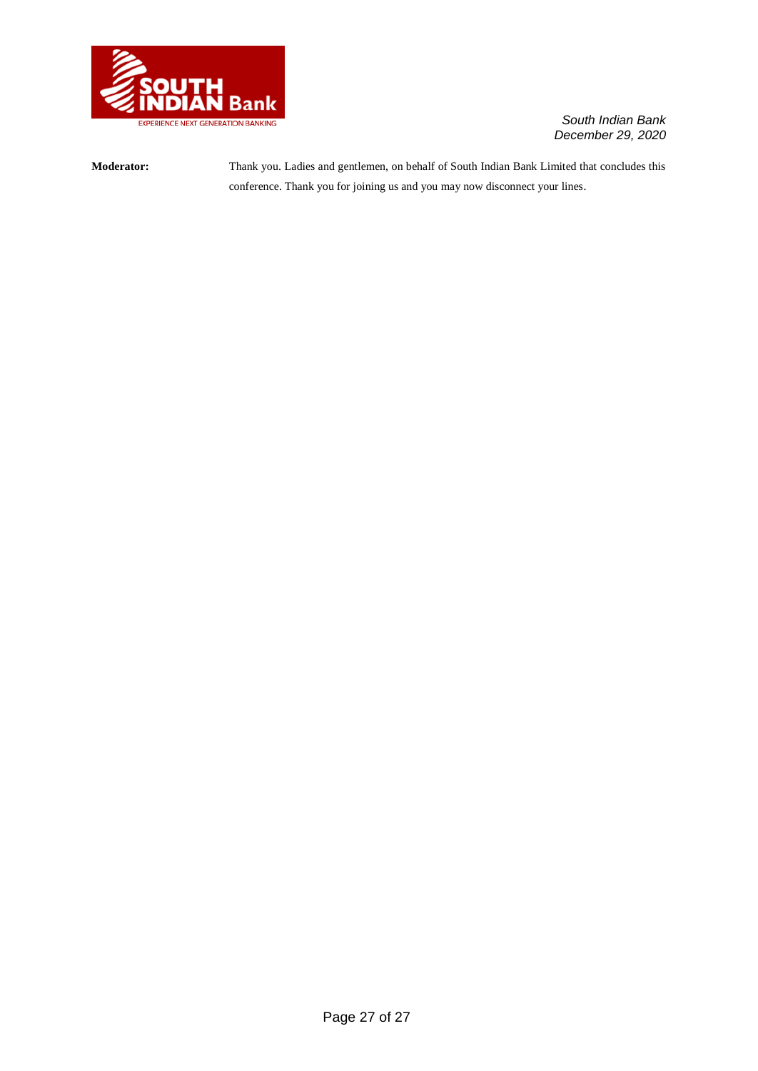**Moderator:** Thank you. Ladies and gentlemen, on behalf of South Indian Bank Limited that concludes this conference. Thank you for joining us and you may now disconnect your lines.